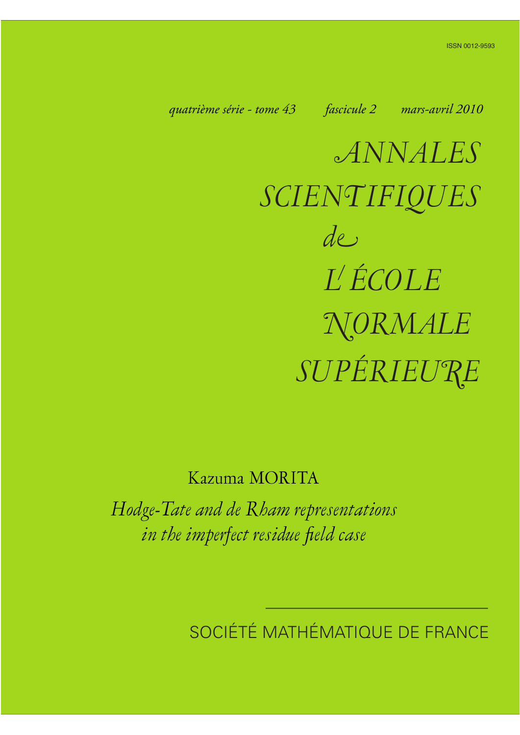ISSN 0012-9593

*quatrième série - tome 43 fascicule 2 mars-avril 2010*

# *ANNALES SCIENTIFIQUES de L'ÉCOLE NORMALE SUPÉRIEURE*

Kazuma MORITA

*Hodge-Tate and de Rham representations in the imperfect residue field case*

SOCIÉTÉ MATHÉMATIQUE DE FRANCE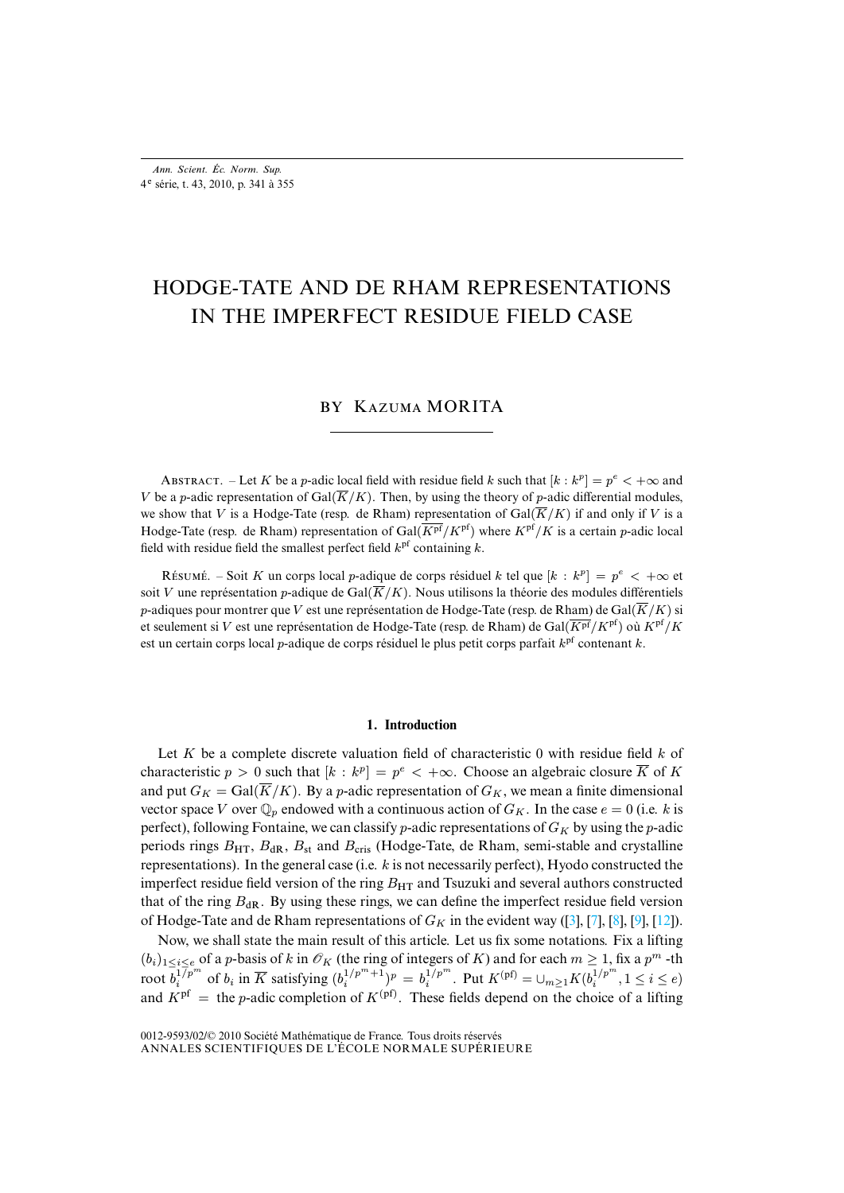HODGE-TATE AND DE RHAM REPRESENTATIONS IN THE IMPERFECT RESIDUE FIELD CASE

BY KAZUMA MORITA

ABSTRACT. – Let $K$ be a $p$-adic local field with residue field $k$ such that $[k : k^p] = p^e < +\infty$ and $V$ be a $p$-adic representation of $\mathrm{Gal}(\overline{K}/K)$. Then, by using the theory of $p$-adic differential modules, we show that $V$ is a Hodge-Tate (resp. de Rham) representation of $\mathrm{Gal}(\overline{K}/K)$ if and only if $V$ is a Hodge-Tate (resp. de Rham) representation of $\mathrm{Gal}(\overline{K^{\mathrm{pf}}}/K^{\mathrm{pf}})$ where $K^{\mathrm{pf}}/K$ is a certain $p$-adic local field with residue field the smallest perfect field $k^{\mathrm{pf}}$ containing $k$.

RÉSUMÉ. – Soit $K$ un corps local $p$-adique de corps résiduel $k$ tel que $[k : k^p] = p^e < +\infty$ et soit $V$ une représentation $p$-adique de $\mathrm{Gal}(\overline{K}/K)$. Nous utilisons la théorie des modules différentiels $p$-adiques pour montrer que $V$ est une représentation de Hodge-Tate (resp. de Rham) de $\mathrm{Gal}(\overline{K}/K)$ si et seulement si $V$ est une représentation de Hodge-Tate (resp. de Rham) de $\mathrm{Gal}(\overline{K^{\mathrm{pf}}}/K^{\mathrm{pf}})$ où $K^{\mathrm{pf}}/K$ est un certain corps local $p$-adique de corps résiduel le plus petit corps parfait $k^{\mathrm{pf}}$ contenant $k$.

## 1. Introduction

Let $K$ be a complete discrete valuation field of characteristic 0 with residue field $k$ of characteristic $p > 0$ such that $[k : k^p] = p^e < +\infty$. Choose an algebraic closure $\overline{K}$ of $K$ and put $G_K = \mathrm{Gal}(\overline{K}/K)$. By a $p$-adic representation of $G_K$, we mean a finite dimensional vector space $V$ over $\mathbb{Q}_p$ endowed with a continuous action of $G_K$. In the case $e = 0$ (i.e. $k$ is perfect), following Fontaine, we can classify $p$-adic representations of $G_K$ by using the $p$-adic periods rings $B_{\mathrm{HT}}$, $B_{\mathrm{dR}}$, $B_{\mathrm{st}}$ and $B_{\mathrm{cris}}$ (Hodge-Tate, de Rham, semi-stable and crystalline representations). In the general case (i.e. $k$ is not necessarily perfect), Hyodo constructed the imperfect residue field version of the ring $B_{\mathrm{HT}}$ and Tsuzuki and several authors constructed that of the ring $B_{\mathrm{dR}}$. By using these rings, we can define the imperfect residue field version of Hodge-Tate and de Rham representations of $G_K$ in the evident way ([3], [7], [8], [9], [12]).

Now, we shall state the main result of this article. Let us fix some notations. Fix a lifting $(b_i)_{1\leq i\leq e}$ of a $p$-basis of $k$ in $\mathcal{O}_K$ (the ring of integers of $K$) and for each $m \geq 1$, fix a $p^m$-th root $b_i^{1/p^m}$ of $b_i$ in $\overline{K}$ satisfying $(b_i^{1/p^{m+1}})^p = b_i^{1/p^m}$. Put $K^{(\mathrm{pf})} = \cup_{m\geq 1} K(b_i^{1/p^m}, 1 \leq i \leq e)$ and $K^{\mathrm{pf}} =$ the $p$-adic completion of $K^{(\mathrm{pf})}$. These fields depend on the choice of a lifting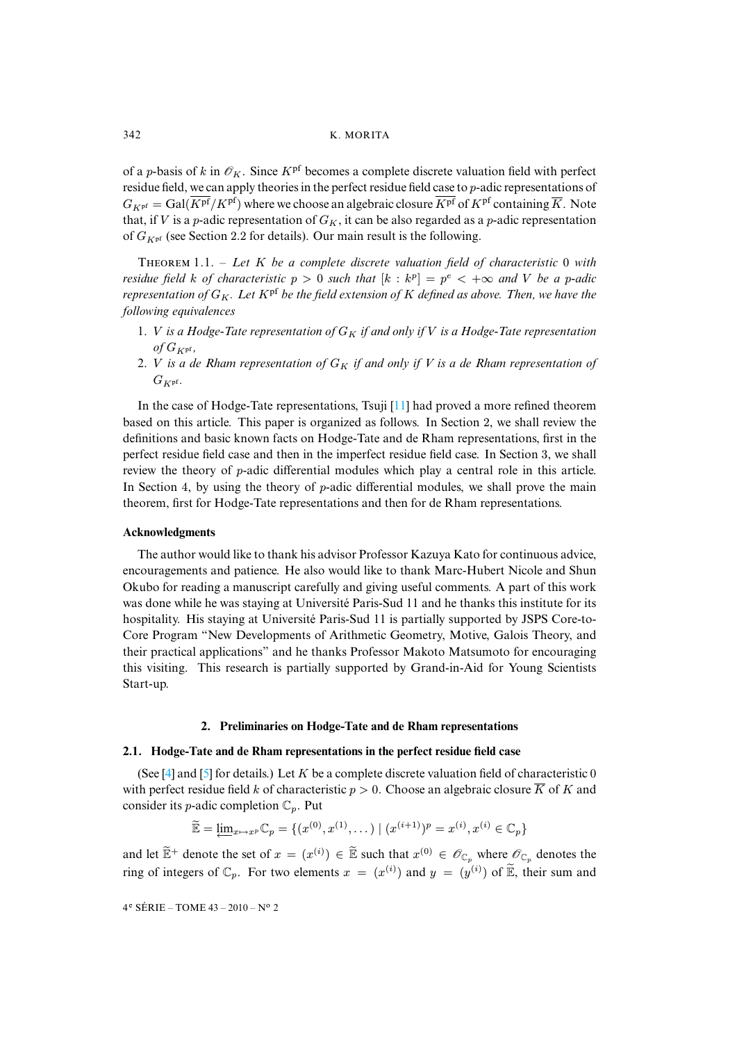of a $p$-basis of $k$ in $\mathscr{O}_K$. Since $K^{\mathrm{pf}}$ becomes a complete discrete valuation field with perfect residue field, we can apply theories in the perfect residue field case to $p$-adic representations of $G_{K^{\mathrm{pf}}} = \mathrm{Gal}(\overline{K^{\mathrm{pf}}}/K^{\mathrm{pf}})$ where we choose an algebraic closure $\overline{K^{\mathrm{pf}}}$ of $K^{\mathrm{pf}}$ containing $\overline{K}$. Note that, if $V$ is a $p$-adic representation of $G_K$, it can be also regarded as a $p$-adic representation of $G_{K^{\mathrm{pf}}}$ (see Section 2.2 for details). Our main result is the following.

Theorem 1.1. – *Let $K$ be a complete discrete valuation field of characteristic $0$ with residue field $k$ of characteristic $p > 0$ such that $[k : k^p] = p^e < +\infty$ and $V$ be a $p$-adic representation of $G_K$. Let $K^{\mathrm{pf}}$ be the field extension of $K$ defined as above. Then, we have the following equivalences*

1. *$V$ is a Hodge-Tate representation of $G_K$ if and only if $V$ is a Hodge-Tate representation of $G_{K^{\mathrm{pf}}}$,*
2. *$V$ is a de Rham representation of $G_K$ if and only if $V$ is a de Rham representation of $G_{K^{\mathrm{pf}}}$.*

In the case of Hodge-Tate representations, Tsuji [11] had proved a more refined theorem based on this article. This paper is organized as follows. In Section 2, we shall review the definitions and basic known facts on Hodge-Tate and de Rham representations, first in the perfect residue field case and then in the imperfect residue field case. In Section 3, we shall review the theory of $p$-adic differential modules which play a central role in this article. In Section 4, by using the theory of $p$-adic differential modules, we shall prove the main theorem, first for Hodge-Tate representations and then for de Rham representations.

#### Acknowledgments

The author would like to thank his advisor Professor Kazuya Kato for continuous advice, encouragements and patience. He also would like to thank Marc-Hubert Nicole and Shun Okubo for reading a manuscript carefully and giving useful comments. A part of this work was done while he was staying at Université Paris-Sud 11 and he thanks this institute for its hospitality. His staying at Université Paris-Sud 11 is partially supported by JSPS Core-to-Core Program "New Developments of Arithmetic Geometry, Motive, Galois Theory, and their practical applications" and he thanks Professor Makoto Matsumoto for encouraging this visiting. This research is partially supported by Grand-in-Aid for Young Scientists Start-up.

## 2. Preliminaries on Hodge-Tate and de Rham representations

### 2.1. Hodge-Tate and de Rham representations in the perfect residue field case

(See [4] and [5] for details.) Let $K$ be a complete discrete valuation field of characteristic 0 with perfect residue field $k$ of characteristic $p > 0$. Choose an algebraic closure $\overline{K}$ of $K$ and consider its $p$-adic completion $\mathbb{C}_p$. Put

$$\widetilde{\mathbb{E}} = \varprojlim_{x \mapsto x^p} \mathbb{C}_p = \{(x^{(0)}, x^{(1)}, \dots) \mid (x^{(i+1)})^p = x^{(i)}, x^{(i)} \in \mathbb{C}_p\}$$

and let $\widetilde{\mathbb{E}}^+$ denote the set of $x = (x^{(i)}) \in \widetilde{\mathbb{E}}$ such that $x^{(0)} \in \mathscr{O}_{\mathbb{C}_p}$ where $\mathscr{O}_{\mathbb{C}_p}$ denotes the ring of integers of $\mathbb{C}_p$. For two elements $x = (x^{(i)})$ and $y = (y^{(i)})$ of $\widetilde{\mathbb{E}}$, their sum and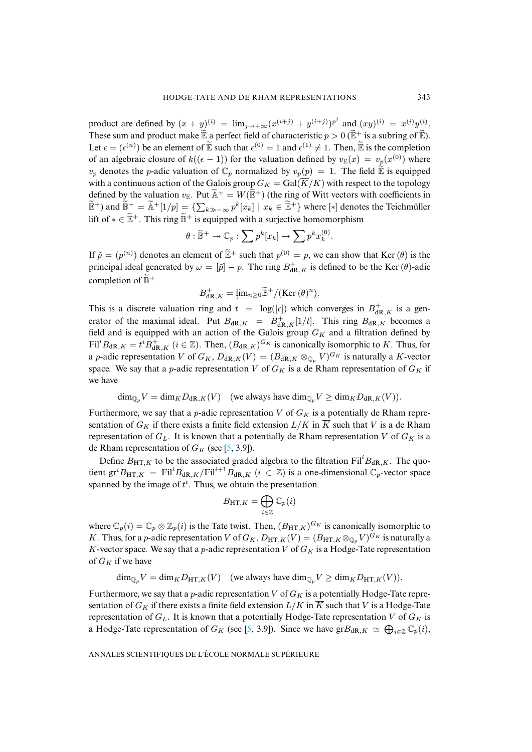product are defined by $(x+y)^{(i)} = \lim_{j\to+\infty}(x^{(i+j)} + y^{(i+j)})^{p^j}$ and $(xy)^{(i)} = x^{(i)}y^{(i)}$. These sum and product make $\widetilde{\mathbb{E}}$ a perfect field of characteristic $p > 0$ ($\widetilde{\mathbb{E}}^+$ is a subring of $\widetilde{\mathbb{E}}$). Let $\epsilon = (\epsilon^{(n)})$ be an element of $\widetilde{\mathbb{E}}$ such that $\epsilon^{(0)} = 1$ and $\epsilon^{(1)} \neq 1$. Then, $\widetilde{\mathbb{E}}$ is the completion of an algebraic closure of $k((\epsilon - 1))$ for the valuation defined by $v_{\mathbb{E}}(x) = v_p(x^{(0)})$ where $v_p$ denotes the $p$-adic valuation of $\mathbb{C}_p$ normalized by $v_p(p) = 1$. The field $\widetilde{\mathbb{E}}$ is equipped with a continuous action of the Galois group $G_K = \mathrm{Gal}(\overline{K}/K)$ with respect to the topology defined by the valuation $v_{\mathbb{E}}$. Put $\widetilde{\mathbb{A}}^+ = W(\widetilde{\mathbb{E}}^+)$ (the ring of Witt vectors with coefficients in $\widetilde{\mathbb{E}}^+$) and $\widetilde{\mathbb{B}}^+ = \widetilde{\mathbb{A}}^+[1/p] = \{\sum_{k\gg-\infty} p^k[x_k] \mid x_k \in \widetilde{\mathbb{E}}^+\}$ where $[*]$ denotes the Teichmüller lift of $* \in \widetilde{\mathbb{E}}^+$. This ring $\widetilde{\mathbb{B}}^+$ is equipped with a surjective homomorphism

$$\theta : \widetilde{\mathbb{B}}^+ \twoheadrightarrow \mathbb{C}_p : \sum p^k[x_k] \mapsto \sum p^k x_k^{(0)}.$$

If $\tilde{p} = (p^{(n)})$ denotes an element of $\widetilde{\mathbb{E}}^+$ such that $p^{(0)} = p$, we can show that $\mathrm{Ker}\,(\theta)$ is the principal ideal generated by $\omega = [\tilde{p}] - p$. The ring $B^+_{\mathrm{dR},K}$ is defined to be the $\mathrm{Ker}\,(\theta)$-adic completion of $\widetilde{\mathbb{B}}^+$

$$B^+_{\mathrm{dR},K} = \varprojlim_{n\geq 0} \widetilde{\mathbb{B}}^+/(\mathrm{Ker}\,(\theta)^n).$$

This is a discrete valuation ring and $t = \log([\epsilon])$ which converges in $B^+_{\mathrm{dR},K}$ is a generator of the maximal ideal. Put $B_{\mathrm{dR},K} = B^+_{\mathrm{dR},K}[1/t]$. This ring $B_{\mathrm{dR},K}$ becomes a field and is equipped with an action of the Galois group $G_K$ and a filtration defined by $\mathrm{Fil}^i B_{\mathrm{dR},K} = t^i B^+_{\mathrm{dR},K}$ ($i \in \mathbb{Z}$). Then, $(B_{\mathrm{dR},K})^{G_K}$ is canonically isomorphic to $K$. Thus, for a $p$-adic representation $V$ of $G_K$, $D_{\mathrm{dR},K}(V) = (B_{\mathrm{dR},K} \otimes_{\mathbb{Q}_p} V)^{G_K}$ is naturally a $K$-vector space. We say that a $p$-adic representation $V$ of $G_K$ is a de Rham representation of $G_K$ if we have

$$\dim_{\mathbb{Q}_p} V = \dim_K D_{\mathrm{dR},K}(V) \quad \text{(we always have } \dim_{\mathbb{Q}_p} V \geq \dim_K D_{\mathrm{dR},K}(V)).$$

Furthermore, we say that a $p$-adic representation $V$ of $G_K$ is a potentially de Rham representation of $G_K$ if there exists a finite field extension $L/K$ in $\overline{K}$ such that $V$ is a de Rham representation of $G_L$. It is known that a potentially de Rham representation $V$ of $G_K$ is a de Rham representation of $G_K$ (see [5, 3.9]).

Define $B_{\mathrm{HT},K}$ to be the associated graded algebra to the filtration $\mathrm{Fil}^i B_{\mathrm{dR},K}$. The quotient $\mathrm{gr}^i B_{\mathrm{HT},K} = \mathrm{Fil}^i B_{\mathrm{dR},K}/\mathrm{Fil}^{i+1} B_{\mathrm{dR},K}$ ($i \in \mathbb{Z}$) is a one-dimensional $\mathbb{C}_p$-vector space spanned by the image of $t^i$. Thus, we obtain the presentation

$$B_{\mathrm{HT},K} = \bigoplus_{i\in\mathbb{Z}} \mathbb{C}_p(i)$$

where $\mathbb{C}_p(i) = \mathbb{C}_p \otimes \mathbb{Z}_p(i)$ is the Tate twist. Then, $(B_{\mathrm{HT},K})^{G_K}$ is canonically isomorphic to $K$. Thus, for a $p$-adic representation $V$ of $G_K$, $D_{\mathrm{HT},K}(V) = (B_{\mathrm{HT},K} \otimes_{\mathbb{Q}_p} V)^{G_K}$ is naturally a $K$-vector space. We say that a $p$-adic representation $V$ of $G_K$ is a Hodge-Tate representation of $G_K$ if we have

$$\dim_{\mathbb{Q}_p} V = \dim_K D_{\mathrm{HT},K}(V) \quad \text{(we always have } \dim_{\mathbb{Q}_p} V \geq \dim_K D_{\mathrm{HT},K}(V)).$$

Furthermore, we say that a $p$-adic representation $V$ of $G_K$ is a potentially Hodge-Tate representation of $G_K$ if there exists a finite field extension $L/K$ in $\overline{K}$ such that $V$ is a Hodge-Tate representation of $G_L$. It is known that a potentially Hodge-Tate representation $V$ of $G_K$ is a Hodge-Tate representation of $G_K$ (see [5, 3.9]). Since we have $\mathrm{gr} B_{\mathrm{dR},K} \simeq \bigoplus_{i\in\mathbb{Z}} \mathbb{C}_p(i)$,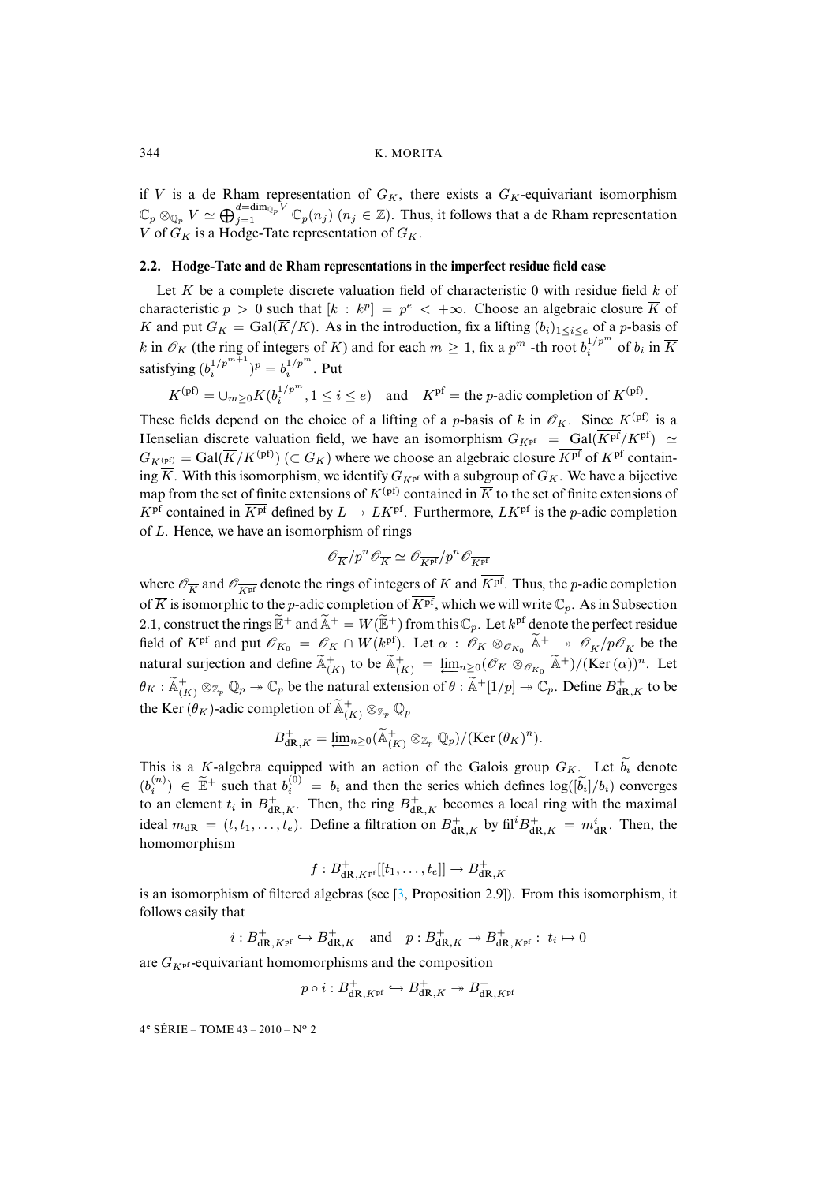if $V$ is a de Rham representation of $G_K$, there exists a $G_K$-equivariant isomorphism $\mathbb{C}_p \otimes_{\mathbb{Q}_p} V \simeq \bigoplus_{j=1}^{d=\dim_{\mathbb{Q}_p} V} \mathbb{C}_p(n_j)$ ($n_j \in \mathbb{Z}$). Thus, it follows that a de Rham representation $V$ of $G_K$ is a Hodge-Tate representation of $G_K$.

### 2.2. Hodge-Tate and de Rham representations in the imperfect residue field case

Let $K$ be a complete discrete valuation field of characteristic 0 with residue field $k$ of characteristic $p > 0$ such that $[k : k^p] = p^e < +\infty$. Choose an algebraic closure $\overline{K}$ of $K$ and put $G_K = \mathrm{Gal}(\overline{K}/K)$. As in the introduction, fix a lifting $(b_i)_{1 \le i \le e}$ of a $p$-basis of $k$ in $\mathscr{O}_K$ (the ring of integers of $K$) and for each $m \geq 1$, fix a $p^m$-th root $b_i^{1/p^m}$ of $b_i$ in $\overline{K}$ satisfying $(b_i^{1/p^{m+1}})^p = b_i^{1/p^m}$. Put

$$K^{(\mathrm{pf})} = \cup_{m \geq 0} K(b_i^{1/p^m}, 1 \le i \le e) \quad \text{and} \quad K^{\mathrm{pf}} = \text{the } p\text{-adic completion of } K^{(\mathrm{pf})}.$$

These fields depend on the choice of a lifting of a $p$-basis of $k$ in $\mathscr{O}_K$. Since $K^{(\mathrm{pf})}$ is a Henselian discrete valuation field, we have an isomorphism $G_{K^{\mathrm{pf}}} = \mathrm{Gal}(\overline{K^{\mathrm{pf}}}/K^{\mathrm{pf}}) \simeq G_{K^{(\mathrm{pf})}} = \mathrm{Gal}(\overline{K}/K^{(\mathrm{pf})})$ ($\subset G_K$) where we choose an algebraic closure $\overline{K^{\mathrm{pf}}}$ of $K^{\mathrm{pf}}$ containing $\overline{K}$. With this isomorphism, we identify $G_{K^{\mathrm{pf}}}$ with a subgroup of $G_K$. We have a bijective map from the set of finite extensions of $K^{(\mathrm{pf})}$ contained in $\overline{K}$ to the set of finite extensions of $K^{\mathrm{pf}}$ contained in $\overline{K^{\mathrm{pf}}}$ defined by $L \to LK^{\mathrm{pf}}$. Furthermore, $LK^{\mathrm{pf}}$ is the $p$-adic completion of $L$. Hence, we have an isomorphism of rings

$$\mathscr{O}_{\overline{K}}/p^n\mathscr{O}_{\overline{K}} \simeq \mathscr{O}_{\overline{K^{\mathrm{pf}}}}/p^n\mathscr{O}_{\overline{K^{\mathrm{pf}}}}$$

where $\mathscr{O}_{\overline{K}}$ and $\mathscr{O}_{\overline{K^{\mathrm{pf}}}}$ denote the rings of integers of $\overline{K}$ and $\overline{K^{\mathrm{pf}}}$. Thus, the $p$-adic completion of $\overline{K}$ is isomorphic to the $p$-adic completion of $\overline{K^{\mathrm{pf}}}$, which we will write $\mathbb{C}_p$. As in Subsection 2.1, construct the rings $\widetilde{\mathbb{E}}^+$ and $\widetilde{\mathbb{A}}^+ = W(\widetilde{\mathbb{E}}^+)$ from this $\mathbb{C}_p$. Let $k^{\mathrm{pf}}$ denote the perfect residue field of $K^{\mathrm{pf}}$ and put $\mathscr{O}_{K_0} = \mathscr{O}_K \cap W(k^{\mathrm{pf}})$. Let $\alpha : \mathscr{O}_K \otimes_{\mathscr{O}_{K_0}} \widetilde{\mathbb{A}}^+ \twoheadrightarrow \mathscr{O}_{\overline{K}}/p\mathscr{O}_{\overline{K}}$ be the natural surjection and define $\widetilde{\mathbb{A}}^+_{(K)}$ to be $\widetilde{\mathbb{A}}^+_{(K)} = \varprojlim_{n \geq 0} (\mathscr{O}_K \otimes_{\mathscr{O}_{K_0}} \widetilde{\mathbb{A}}^+)/(\mathrm{Ker}\,(\alpha))^n$. Let $\theta_K : \widetilde{\mathbb{A}}^+_{(K)} \otimes_{\mathbb{Z}_p} \mathbb{Q}_p \twoheadrightarrow \mathbb{C}_p$ be the natural extension of $\theta : \widetilde{\mathbb{A}}^+[1/p] \twoheadrightarrow \mathbb{C}_p$. Define $B^+_{\mathrm{dR},K}$ to be the $\mathrm{Ker}\,(\theta_K)$-adic completion of $\widetilde{\mathbb{A}}^+_{(K)} \otimes_{\mathbb{Z}_p} \mathbb{Q}_p$

$$B^+_{\mathrm{dR},K} = \varprojlim_{n \geq 0} (\widetilde{\mathbb{A}}^+_{(K)} \otimes_{\mathbb{Z}_p} \mathbb{Q}_p)/(\mathrm{Ker}\,(\theta_K)^n).$$

This is a $K$-algebra equipped with an action of the Galois group $G_K$. Let $\widetilde{b}_i$ denote $(b_i^{(n)}) \in \widetilde{\mathbb{E}}^+$ such that $b_i^{(0)} = b_i$ and then the series which defines $\log([\widetilde{b}_i]/b_i)$ converges to an element $t_i$ in $B^+_{\mathrm{dR},K}$. Then, the ring $B^+_{\mathrm{dR},K}$ becomes a local ring with the maximal ideal $m_{\mathrm{dR}} = (t, t_1, \ldots, t_e)$. Define a filtration on $B^+_{\mathrm{dR},K}$ by $\mathrm{fil}^i B^+_{\mathrm{dR},K} = m^i_{\mathrm{dR}}$. Then, the homomorphism

$$f : B^+_{\mathrm{dR},K^{\mathrm{pf}}}[[t_1, \ldots, t_e]] \to B^+_{\mathrm{dR},K}$$

is an isomorphism of filtered algebras (see [3, Proposition 2.9]). From this isomorphism, it follows easily that

$$i : B^+_{\mathrm{dR},K^{\mathrm{pf}}} \hookrightarrow B^+_{\mathrm{dR},K} \quad \text{and} \quad p : B^+_{\mathrm{dR},K} \twoheadrightarrow B^+_{\mathrm{dR},K^{\mathrm{pf}}} : \ t_i \mapsto 0$$

are $G_{K^{\mathrm{pf}}}$-equivariant homomorphisms and the composition

$$p \circ i : B^+_{\mathrm{dR},K^{\mathrm{pf}}} \hookrightarrow B^+_{\mathrm{dR},K} \twoheadrightarrow B^+_{\mathrm{dR},K^{\mathrm{pf}}}$$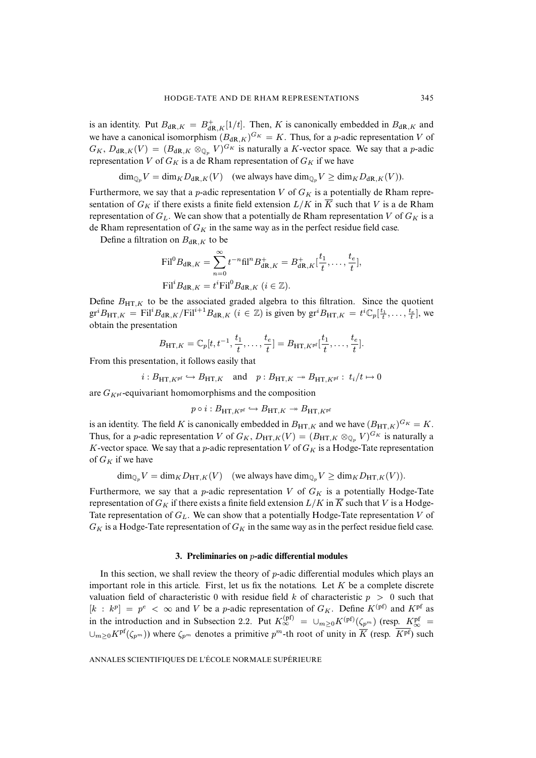is an identity. Put $B_{\mathrm{dR},K} = B^+_{\mathrm{dR},K}[1/t]$. Then, $K$ is canonically embedded in $B_{\mathrm{dR},K}$ and we have a canonical isomorphism $(B_{\mathrm{dR},K})^{G_K} = K$. Thus, for a $p$-adic representation $V$ of $G_K$, $D_{\mathrm{dR},K}(V) = (B_{\mathrm{dR},K} \otimes_{\mathbb{Q}_p} V)^{G_K}$ is naturally a $K$-vector space. We say that a $p$-adic representation $V$ of $G_K$ is a de Rham representation of $G_K$ if we have

$$\dim_{\mathbb{Q}_p} V = \dim_K D_{\mathrm{dR},K}(V) \quad \text{(we always have } \dim_{\mathbb{Q}_p} V \geq \dim_K D_{\mathrm{dR},K}(V)\text{)}.$$

Furthermore, we say that a $p$-adic representation $V$ of $G_K$ is a potentially de Rham representation of $G_K$ if there exists a finite field extension $L/K$ in $\overline{K}$ such that $V$ is a de Rham representation of $G_L$. We can show that a potentially de Rham representation $V$ of $G_K$ is a de Rham representation of $G_K$ in the same way as in the perfect residue field case.

Define a filtration on $B_{\mathrm{dR},K}$ to be

$$\mathrm{Fil}^0 B_{\mathrm{dR},K} = \sum_{n=0}^{\infty} t^{-n} \mathrm{fil}^n B^+_{\mathrm{dR},K} = B^+_{\mathrm{dR},K}[\frac{t_1}{t}, \dots, \frac{t_e}{t}],$$
$$\mathrm{Fil}^i B_{\mathrm{dR},K} = t^i \mathrm{Fil}^0 B_{\mathrm{dR},K} \ (i \in \mathbb{Z}).$$

Define $B_{\mathrm{HT},K}$ to be the associated graded algebra to this filtration. Since the quotient $\mathrm{gr}^i B_{\mathrm{HT},K} = \mathrm{Fil}^i B_{\mathrm{dR},K}/\mathrm{Fil}^{i+1} B_{\mathrm{dR},K}$ ($i \in \mathbb{Z}$) is given by $\mathrm{gr}^i B_{\mathrm{HT},K} = t^i \mathbb{C}_p[\frac{t_1}{t}, \dots, \frac{t_e}{t}]$, we obtain the presentation

$$B_{\mathrm{HT},K} = \mathbb{C}_p[t, t^{-1}, \frac{t_1}{t}, \dots, \frac{t_e}{t}] = B_{\mathrm{HT},K^{\mathrm{pf}}}[\frac{t_1}{t}, \dots, \frac{t_e}{t}].$$

From this presentation, it follows easily that

$$i : B_{\mathrm{HT},K^{\mathrm{pf}}} \hookrightarrow B_{\mathrm{HT},K} \quad \text{and} \quad p : B_{\mathrm{HT},K} \twoheadrightarrow B_{\mathrm{HT},K^{\mathrm{pf}}} : \ t_i/t \mapsto 0$$

are $G_{K^{\mathrm{pf}}}$-equivariant homomorphisms and the composition

$$p \circ i : B_{\mathrm{HT},K^{\mathrm{pf}}} \hookrightarrow B_{\mathrm{HT},K} \twoheadrightarrow B_{\mathrm{HT},K^{\mathrm{pf}}}$$

is an identity. The field $K$ is canonically embedded in $B_{\mathrm{HT},K}$ and we have $(B_{\mathrm{HT},K})^{G_K} = K$. Thus, for a $p$-adic representation $V$ of $G_K$, $D_{\mathrm{HT},K}(V) = (B_{\mathrm{HT},K} \otimes_{\mathbb{Q}_p} V)^{G_K}$ is naturally a $K$-vector space. We say that a $p$-adic representation $V$ of $G_K$ is a Hodge-Tate representation of $G_K$ if we have

$$\dim_{\mathbb{Q}_p} V = \dim_K D_{\mathrm{HT},K}(V) \quad \text{(we always have } \dim_{\mathbb{Q}_p} V \geq \dim_K D_{\mathrm{HT},K}(V)\text{)}.$$

Furthermore, we say that a $p$-adic representation $V$ of $G_K$ is a potentially Hodge-Tate representation of $G_K$ if there exists a finite field extension $L/K$ in $\overline{K}$ such that $V$ is a Hodge-Tate representation of $G_L$. We can show that a potentially Hodge-Tate representation $V$ of $G_K$ is a Hodge-Tate representation of $G_K$ in the same way as in the perfect residue field case.

## 3. Preliminaries on $p$-adic differential modules

In this section, we shall review the theory of $p$-adic differential modules which plays an important role in this article. First, let us fix the notations. Let $K$ be a complete discrete valuation field of characteristic 0 with residue field $k$ of characteristic $p > 0$ such that $[k : k^p] = p^e < \infty$ and $V$ be a $p$-adic representation of $G_K$. Define $K^{(\mathrm{pf})}$ and $K^{\mathrm{pf}}$ as in the introduction and in Subsection 2.2. Put $K^{(\mathrm{pf})}_\infty = \cup_{m \geq 0} K^{(\mathrm{pf})}(\zeta_{p^m})$ (resp. $K^{\mathrm{pf}}_\infty = \cup_{m \geq 0} K^{\mathrm{pf}}(\zeta_{p^m})$) where $\zeta_{p^m}$ denotes a primitive $p^m$-th root of unity in $\overline{K}$ (resp. $\overline{K^{\mathrm{pf}}}$) such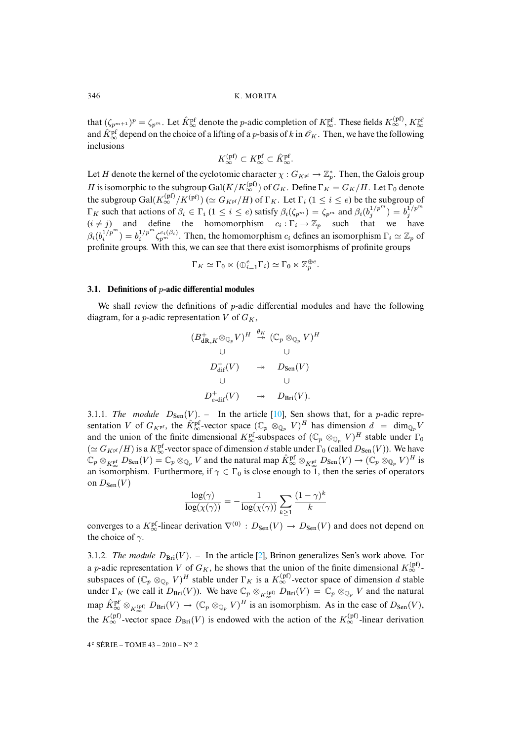that $(\zeta_{p^{m+1}})^p = \zeta_{p^m}$. Let $\hat{K}^{\mathrm{pf}}_\infty$ denote the $p$-adic completion of $K^{\mathrm{pf}}_\infty$. These fields $K^{(\mathrm{pf})}_\infty$, $K^{\mathrm{pf}}_\infty$ and $\hat{K}^{\mathrm{pf}}_\infty$ depend on the choice of a lifting of a $p$-basis of $k$ in $\mathscr{O}_K$. Then, we have the following inclusions

$$K^{(\mathrm{pf})}_\infty \subset K^{\mathrm{pf}}_\infty \subset \hat{K}^{\mathrm{pf}}_\infty.$$

Let $H$ denote the kernel of the cyclotomic character $\chi : G_{K^{\mathrm{pf}}} \to \mathbb{Z}_p^*$. Then, the Galois group $H$ is isomorphic to the subgroup $\mathrm{Gal}(\overline{K}/K^{(\mathrm{pf})}_\infty)$ of $G_K$. Define $\Gamma_K = G_K/H$. Let $\Gamma_0$ denote the subgroup $\mathrm{Gal}(K^{(\mathrm{pf})}_\infty/K^{(\mathrm{pf})})$ ($\simeq G_{K^{\mathrm{pf}}}/H$) of $\Gamma_K$. Let $\Gamma_i$ ($1 \le i \le e$) be the subgroup of $\Gamma_K$ such that actions of $\beta_i \in \Gamma_i$ ($1 \le i \le e$) satisfy $\beta_i(\zeta_{p^m}) = \zeta_{p^m}$ and $\beta_i(b_j^{1/p^m}) = b_j^{1/p^m}$ ($i \ne j$) and define the homomorphism $c_i : \Gamma_i \to \mathbb{Z}_p$ such that we have $\beta_i(b_i^{1/p^m}) = b_i^{1/p^m}\zeta_{p^m}^{c_i(\beta_i)}$. Then, the homomorphism $c_i$ defines an isomorphism $\Gamma_i \simeq \mathbb{Z}_p$ of profinite groups. With this, we can see that there exist isomorphisms of profinite groups

$$\Gamma_K \simeq \Gamma_0 \ltimes (\oplus_{i=1}^e \Gamma_i) \simeq \Gamma_0 \ltimes \mathbb{Z}_p^{\oplus e}.$$

### 3.1. Definitions of $p$-adic differential modules

We shall review the definitions of $p$-adic differential modules and have the following diagram, for a $p$-adic representation $V$ of $G_K$,

$$\begin{array}{ccc}
(B^+_{\mathrm{dR},K}\otimes_{\mathbb{Q}_p} V)^H & \overset{\theta_K}{\twoheadrightarrow} & (\mathbb{C}_p \otimes_{\mathbb{Q}_p} V)^H \\
\cup & & \cup \\
D^+_{\mathrm{dif}}(V) & \twoheadrightarrow & D_{\mathrm{Sen}}(V) \\
\cup & & \cup \\
D^+_{e\text{-}\mathrm{dif}}(V) & \twoheadrightarrow & D_{\mathrm{Bri}}(V).
\end{array}$$

3.1.1. *The module* $D_{\mathrm{Sen}}(V)$. – In the article [10], Sen shows that, for a $p$-adic representation $V$ of $G_{K^{\mathrm{pf}}}$, the $\hat{K}^{\mathrm{pf}}_\infty$-vector space $(\mathbb{C}_p \otimes_{\mathbb{Q}_p} V)^H$ has dimension $d = \dim_{\mathbb{Q}_p} V$ and the union of the finite dimensional $K^{\mathrm{pf}}_\infty$-subspaces of $(\mathbb{C}_p \otimes_{\mathbb{Q}_p} V)^H$ stable under $\Gamma_0$ ($\simeq G_{K^{\mathrm{pf}}}/H$) is a $K^{\mathrm{pf}}_\infty$-vector space of dimension $d$ stable under $\Gamma_0$ (called $D_{\mathrm{Sen}}(V)$). We have $\mathbb{C}_p \otimes_{K^{\mathrm{pf}}_\infty} D_{\mathrm{Sen}}(V) = \mathbb{C}_p \otimes_{\mathbb{Q}_p} V$ and the natural map $\hat{K}^{\mathrm{pf}}_\infty \otimes_{K^{\mathrm{pf}}_\infty} D_{\mathrm{Sen}}(V) \to (\mathbb{C}_p \otimes_{\mathbb{Q}_p} V)^H$ is an isomorphism. Furthermore, if $\gamma \in \Gamma_0$ is close enough to 1, then the series of operators on $D_{\mathrm{Sen}}(V)$

$$\frac{\log(\gamma)}{\log(\chi(\gamma))} = -\frac{1}{\log(\chi(\gamma))}\sum_{k\ge 1}\frac{(1-\gamma)^k}{k}$$

converges to a $K^{\mathrm{pf}}_\infty$-linear derivation $\nabla^{(0)} : D_{\mathrm{Sen}}(V) \to D_{\mathrm{Sen}}(V)$ and does not depend on the choice of $\gamma$.

3.1.2. *The module* $D_{\mathrm{Bri}}(V)$. – In the article [2], Brinon generalizes Sen's work above. For a $p$-adic representation $V$ of $G_K$, he shows that the union of the finite dimensional $K^{(\mathrm{pf})}_\infty$-subspaces of $(\mathbb{C}_p \otimes_{\mathbb{Q}_p} V)^H$ stable under $\Gamma_K$ is a $K^{(\mathrm{pf})}_\infty$-vector space of dimension $d$ stable under $\Gamma_K$ (we call it $D_{\mathrm{Bri}}(V)$). We have $\mathbb{C}_p \otimes_{K^{(\mathrm{pf})}_\infty} D_{\mathrm{Bri}}(V) = \mathbb{C}_p \otimes_{\mathbb{Q}_p} V$ and the natural map $\hat{K}^{\mathrm{pf}}_\infty \otimes_{K^{(\mathrm{pf})}_\infty} D_{\mathrm{Bri}}(V) \to (\mathbb{C}_p \otimes_{\mathbb{Q}_p} V)^H$ is an isomorphism. As in the case of $D_{\mathrm{Sen}}(V)$, the $K^{(\mathrm{pf})}_\infty$-vector space $D_{\mathrm{Bri}}(V)$ is endowed with the action of the $K^{(\mathrm{pf})}_\infty$-linear derivation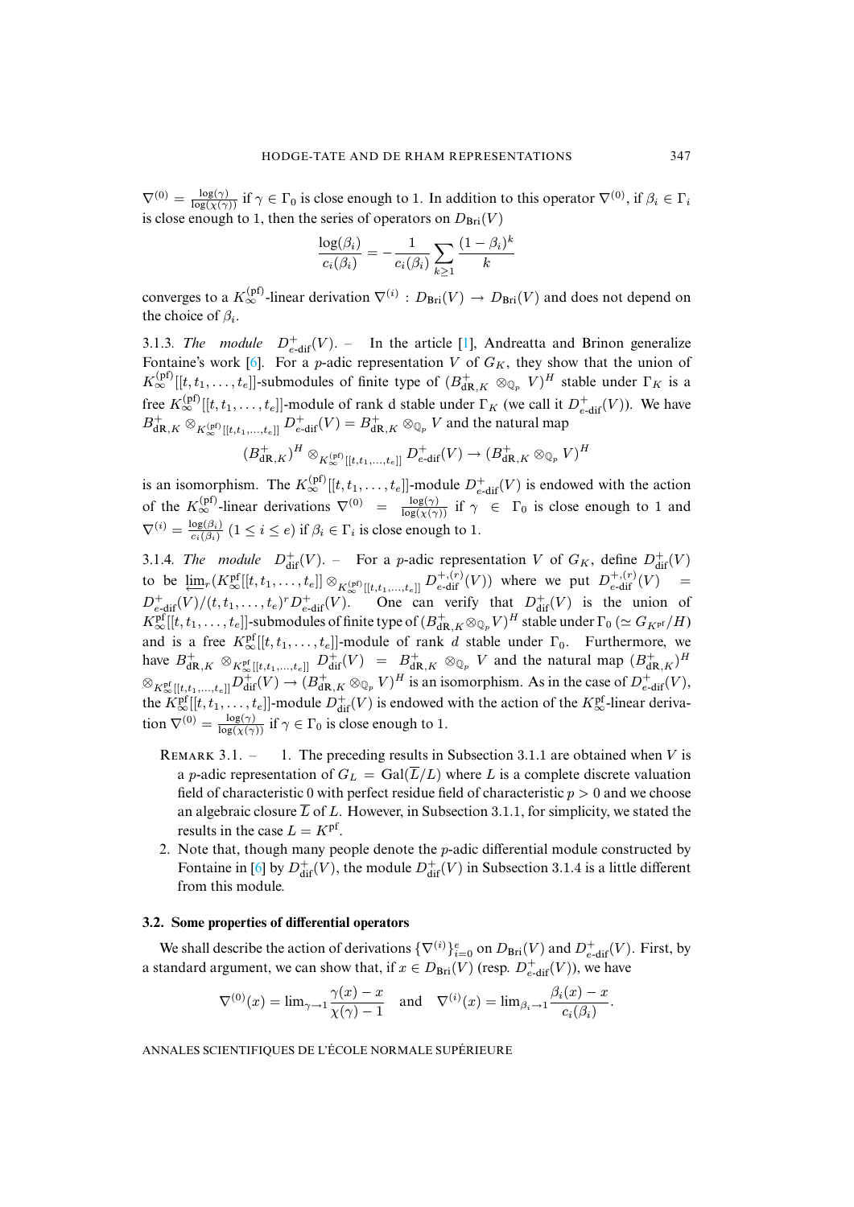$\nabla^{(0)} = \frac{\log(\gamma)}{\log(\chi(\gamma))}$ if $\gamma \in \Gamma_0$ is close enough to 1. In addition to this operator $\nabla^{(0)}$, if $\beta_i \in \Gamma_i$ is close enough to 1, then the series of operators on $D_{\mathrm{Bri}}(V)$

$$\frac{\log(\beta_i)}{c_i(\beta_i)} = -\frac{1}{c_i(\beta_i)} \sum_{k \geq 1} \frac{(1-\beta_i)^k}{k}$$

converges to a $K_\infty^{(\mathrm{pf})}$-linear derivation $\nabla^{(i)} : D_{\mathrm{Bri}}(V) \to D_{\mathrm{Bri}}(V)$ and does not depend on the choice of $\beta_i$.

3.1.3. *The module* $D^+_{e\text{-dif}}(V)$. – In the article [1], Andreatta and Brinon generalize Fontaine's work [6]. For a $p$-adic representation $V$ of $G_K$, they show that the union of $K_\infty^{(\mathrm{pf})}[[t, t_1, \ldots, t_e]]$-submodules of finite type of $(B^+_{\mathrm{dR},K} \otimes_{\mathbb{Q}_p} V)^H$ stable under $\Gamma_K$ is a free $K_\infty^{(\mathrm{pf})}[[t, t_1, \ldots, t_e]]$-module of rank d stable under $\Gamma_K$ (we call it $D^+_{e\text{-dif}}(V)$). We have $B^+_{\mathrm{dR},K} \otimes_{K_\infty^{(\mathrm{pf})}[[t,t_1,\ldots,t_e]]} D^+_{e\text{-dif}}(V) = B^+_{\mathrm{dR},K} \otimes_{\mathbb{Q}_p} V$ and the natural map

$$(B^+_{\mathrm{dR},K})^H \otimes_{K_\infty^{(\mathrm{pf})}[[t,t_1,\ldots,t_e]]} D^+_{e\text{-dif}}(V) \to (B^+_{\mathrm{dR},K} \otimes_{\mathbb{Q}_p} V)^H$$

is an isomorphism. The $K_\infty^{(\mathrm{pf})}[[t, t_1, \ldots, t_e]]$-module $D^+_{e\text{-dif}}(V)$ is endowed with the action of the $K_\infty^{(\mathrm{pf})}$-linear derivations $\nabla^{(0)} = \frac{\log(\gamma)}{\log(\chi(\gamma))}$ if $\gamma \in \Gamma_0$ is close enough to 1 and $\nabla^{(i)} = \frac{\log(\beta_i)}{c_i(\beta_i)}$ $(1 \leq i \leq e)$ if $\beta_i \in \Gamma_i$ is close enough to 1.

3.1.4. *The module* $D^+_{\mathrm{dif}}(V)$. – For a $p$-adic representation $V$ of $G_K$, define $D^+_{\mathrm{dif}}(V)$ to be $\varprojlim_r (K_\infty^{\mathrm{pf}}[[t, t_1, \ldots, t_e]] \otimes_{K_\infty^{(\mathrm{pf})}[[t,t_1,\ldots,t_e]]} D^{+,(r)}_{e\text{-dif}}(V))$ where we put $D^{+,(r)}_{e\text{-dif}}(V) = D^+_{e\text{-dif}}(V)/(t, t_1, \ldots, t_e)^r D^+_{e\text{-dif}}(V)$. One can verify that $D^+_{\mathrm{dif}}(V)$ is the union of $K_\infty^{\mathrm{pf}}[[t, t_1, \ldots, t_e]]$-submodules of finite type of $(B^+_{\mathrm{dR},K} \otimes_{\mathbb{Q}_p} V)^H$ stable under $\Gamma_0$ $(\simeq G_{K^{\mathrm{pf}}}/H)$ and is a free $K_\infty^{\mathrm{pf}}[[t, t_1, \ldots, t_e]]$-module of rank $d$ stable under $\Gamma_0$. Furthermore, we have $B^+_{\mathrm{dR},K} \otimes_{K_\infty^{\mathrm{pf}}[[t,t_1,\ldots,t_e]]} D^+_{\mathrm{dif}}(V) = B^+_{\mathrm{dR},K} \otimes_{\mathbb{Q}_p} V$ and the natural map $(B^+_{\mathrm{dR},K})^H \otimes_{K_\infty^{\mathrm{pf}}[[t,t_1,\ldots,t_e]]} D^+_{\mathrm{dif}}(V) \to (B^+_{\mathrm{dR},K} \otimes_{\mathbb{Q}_p} V)^H$ is an isomorphism. As in the case of $D^+_{e\text{-dif}}(V)$, the $K_\infty^{\mathrm{pf}}[[t, t_1, \ldots, t_e]]$-module $D^+_{\mathrm{dif}}(V)$ is endowed with the action of the $K_\infty^{\mathrm{pf}}$-linear derivation $\nabla^{(0)} = \frac{\log(\gamma)}{\log(\chi(\gamma))}$ if $\gamma \in \Gamma_0$ is close enough to 1.

REMARK 3.1. –
1. The preceding results in Subsection 3.1.1 are obtained when $V$ is a $p$-adic representation of $G_L = \mathrm{Gal}(\overline{L}/L)$ where $L$ is a complete discrete valuation field of characteristic 0 with perfect residue field of characteristic $p > 0$ and we choose an algebraic closure $\overline{L}$ of $L$. However, in Subsection 3.1.1, for simplicity, we stated the results in the case $L = K^{\mathrm{pf}}$.
2. Note that, though many people denote the $p$-adic differential module constructed by Fontaine in [6] by $D^+_{\mathrm{dif}}(V)$, the module $D^+_{\mathrm{dif}}(V)$ in Subsection 3.1.4 is a little different from this module.

### 3.2. Some properties of differential operators

We shall describe the action of derivations $\{\nabla^{(i)}\}_{i=0}^e$ on $D_{\mathrm{Bri}}(V)$ and $D^+_{e\text{-dif}}(V)$. First, by a standard argument, we can show that, if $x \in D_{\mathrm{Bri}}(V)$ (resp. $D^+_{e\text{-dif}}(V)$), we have

$$\nabla^{(0)}(x) = \lim_{\gamma \to 1} \frac{\gamma(x) - x}{\chi(\gamma) - 1} \quad \text{and} \quad \nabla^{(i)}(x) = \lim_{\beta_i \to 1} \frac{\beta_i(x) - x}{c_i(\beta_i)}.$$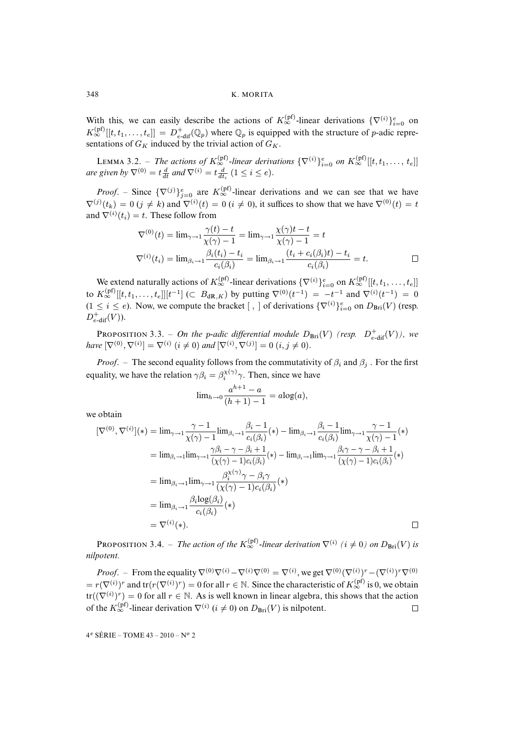With this, we can easily describe the actions of $K_\infty^{(\mathrm{pf})}$-linear derivations $\{\nabla^{(i)}\}_{i=0}^e$ on $K_\infty^{(\mathrm{pf})}[[t,t_1,\dots,t_e]] = D^+_{e\text{-dif}}(\mathbb{Q}_p)$ where $\mathbb{Q}_p$ is equipped with the structure of $p$-adic representations of $G_K$ induced by the trivial action of $G_K$.

**Lemma 3.2.** – *The actions of $K_\infty^{(\mathrm{pf})}$-linear derivations $\{\nabla^{(i)}\}_{i=0}^e$ on $K_\infty^{(\mathrm{pf})}[[t,t_1,\dots,t_e]]$ are given by $\nabla^{(0)} = t\frac{d}{dt}$ and $\nabla^{(i)} = t\frac{d}{dt_i}$ $(1 \le i \le e)$.*

*Proof.* – Since $\{\nabla^{(j)}\}_{j=0}^e$ are $K_\infty^{(\mathrm{pf})}$-linear derivations and we can see that we have $\nabla^{(j)}(t_k) = 0$ $(j \neq k)$ and $\nabla^{(i)}(t) = 0$ $(i \neq 0)$, it suffices to show that we have $\nabla^{(0)}(t) = t$ and $\nabla^{(i)}(t_i) = t$. These follow from

$$\nabla^{(0)}(t) = \lim_{\gamma\to 1}\frac{\gamma(t)-t}{\chi(\gamma)-1} = \lim_{\gamma\to 1}\frac{\chi(\gamma)t-t}{\chi(\gamma)-1} = t$$

$$\nabla^{(i)}(t_i) = \lim_{\beta_i\to 1}\frac{\beta_i(t_i)-t_i}{c_i(\beta_i)} = \lim_{\beta_i\to 1}\frac{(t_i+c_i(\beta_i)t)-t_i}{c_i(\beta_i)} = t. \qquad \square$$

We extend naturally actions of $K_\infty^{(\mathrm{pf})}$-linear derivations $\{\nabla^{(i)}\}_{i=0}^e$ on $K_\infty^{(\mathrm{pf})}[[t,t_1,\dots,t_e]]$ to $K_\infty^{(\mathrm{pf})}[[t,t_1,\dots,t_e]][t^{-1}]$ $(\subset B_{\mathrm{dR},K})$ by putting $\nabla^{(0)}(t^{-1}) = -t^{-1}$ and $\nabla^{(i)}(t^{-1}) = 0$ $(1 \le i \le e)$. Now, we compute the bracket $[\ ,\ ]$ of derivations $\{\nabla^{(i)}\}_{i=0}^e$ on $D_{\mathrm{Bri}}(V)$ (resp. $D^+_{e\text{-dif}}(V)$).

**Proposition 3.3.** – *On the $p$-adic differential module $D_{\mathrm{Bri}}(V)$ (resp. $D^+_{e\text{-dif}}(V)$), we have $[\nabla^{(0)},\nabla^{(i)}] = \nabla^{(i)}$ $(i \neq 0)$ and $[\nabla^{(i)},\nabla^{(j)}] = 0$ $(i,j \neq 0)$.*

*Proof.* – The second equality follows from the commutativity of $\beta_i$ and $\beta_j$. For the first equality, we have the relation $\gamma\beta_i = \beta_i^{\chi(\gamma)}\gamma$. Then, since we have

$$\lim_{h\to 0}\frac{a^{h+1}-a}{(h+1)-1} = a\log(a),$$

we obtain

$$\begin{aligned}
[\nabla^{(0)},\nabla^{(i)}](*) &= \lim_{\gamma\to 1}\frac{\gamma-1}{\chi(\gamma)-1}\lim_{\beta_i\to 1}\frac{\beta_i-1}{c_i(\beta_i)}(*) - \lim_{\beta_i\to 1}\frac{\beta_i-1}{c_i(\beta_i)}\lim_{\gamma\to 1}\frac{\gamma-1}{\chi(\gamma)-1}(*)\\
&= \lim_{\beta_i\to 1}\lim_{\gamma\to 1}\frac{\gamma\beta_i-\gamma-\beta_i+1}{(\chi(\gamma)-1)c_i(\beta_i)}(*) - \lim_{\beta_i\to 1}\lim_{\gamma\to 1}\frac{\beta_i\gamma-\gamma-\beta_i+1}{(\chi(\gamma)-1)c_i(\beta_i)}(*)\\
&= \lim_{\beta_i\to 1}\lim_{\gamma\to 1}\frac{\beta_i^{\chi(\gamma)}\gamma-\beta_i\gamma}{(\chi(\gamma)-1)c_i(\beta_i)}(*)\\
&= \lim_{\beta_i\to 1}\frac{\beta_i\log(\beta_i)}{c_i(\beta_i)}(*)\\
&= \nabla^{(i)}(*).
\end{aligned}$$

$\square$

**Proposition 3.4.** – *The action of the $K_\infty^{(\mathrm{pf})}$-linear derivation $\nabla^{(i)}$ $(i \neq 0)$ on $D_{\mathrm{Bri}}(V)$ is nilpotent.*

*Proof.* – From the equality $\nabla^{(0)}\nabla^{(i)} - \nabla^{(i)}\nabla^{(0)} = \nabla^{(i)}$, we get $\nabla^{(0)}(\nabla^{(i)})^r - (\nabla^{(i)})^r\nabla^{(0)} = r(\nabla^{(i)})^r$ and $\mathrm{tr}(r(\nabla^{(i)})^r) = 0$ for all $r \in \mathbb{N}$. Since the characteristic of $K_\infty^{(\mathrm{pf})}$ is 0, we obtain $\mathrm{tr}((\nabla^{(i)})^r) = 0$ for all $r \in \mathbb{N}$. As is well known in linear algebra, this shows that the action of the $K_\infty^{(\mathrm{pf})}$-linear derivation $\nabla^{(i)}$ $(i \neq 0)$ on $D_{\mathrm{Bri}}(V)$ is nilpotent. $\square$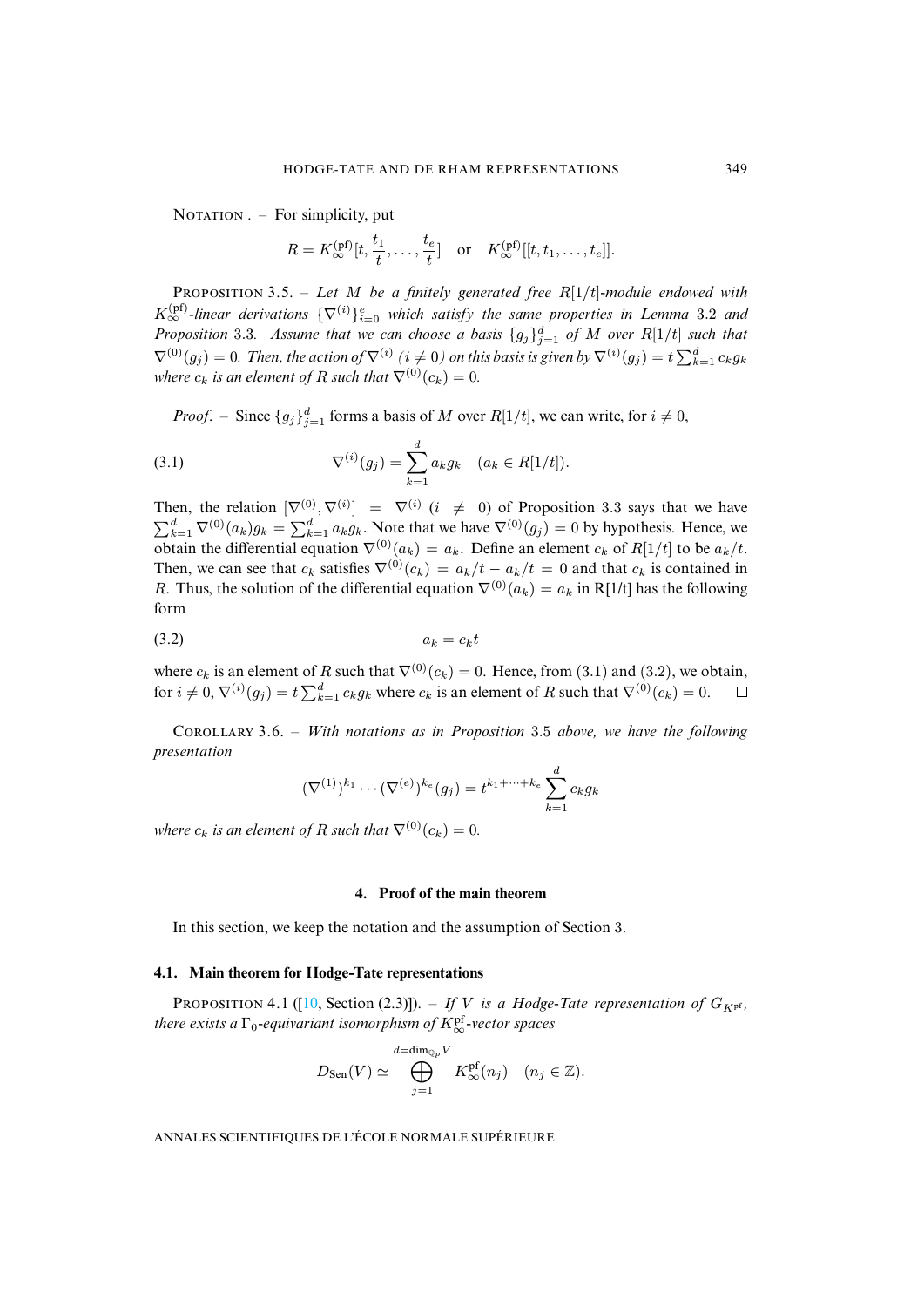NOTATION . – For simplicity, put

$$R = K_\infty^{(\mathrm{pf})}[t, \frac{t_1}{t}, \dots, \frac{t_e}{t}] \quad \text{or} \quad K_\infty^{(\mathrm{pf})}[[t, t_1, \dots, t_e]].$$

PROPOSITION 3.5. – *Let $M$ be a finitely generated free $R[1/t]$-module endowed with $K_\infty^{(\mathrm{pf})}$-linear derivations $\{\nabla^{(i)}\}_{i=0}^e$ which satisfy the same properties in Lemma 3.2 and Proposition 3.3. Assume that we can choose a basis $\{g_j\}_{j=1}^d$ of $M$ over $R[1/t]$ such that $\nabla^{(0)}(g_j) = 0$. Then, the action of $\nabla^{(i)}$ ($i \neq 0$) on this basis is given by $\nabla^{(i)}(g_j) = t\sum_{k=1}^d c_k g_k$ where $c_k$ is an element of $R$ such that $\nabla^{(0)}(c_k) = 0$.*

*Proof*. – Since $\{g_j\}_{j=1}^d$ forms a basis of $M$ over $R[1/t]$, we can write, for $i \neq 0$,

$$\nabla^{(i)}(g_j) = \sum_{k=1}^d a_k g_k \quad (a_k \in R[1/t]). \tag{3.1}$$

Then, the relation $[\nabla^{(0)}, \nabla^{(i)}] = \nabla^{(i)}$ ($i \neq 0$) of Proposition 3.3 says that we have $\sum_{k=1}^d \nabla^{(0)}(a_k) g_k = \sum_{k=1}^d a_k g_k$. Note that we have $\nabla^{(0)}(g_j) = 0$ by hypothesis. Hence, we obtain the differential equation $\nabla^{(0)}(a_k) = a_k$. Define an element $c_k$ of $R[1/t]$ to be $a_k/t$. Then, we can see that $c_k$ satisfies $\nabla^{(0)}(c_k) = a_k/t - a_k/t = 0$ and that $c_k$ is contained in $R$. Thus, the solution of the differential equation $\nabla^{(0)}(a_k) = a_k$ in R[1/t] has the following form

$$a_k = c_k t \tag{3.2}$$

where $c_k$ is an element of $R$ such that $\nabla^{(0)}(c_k) = 0$. Hence, from (3.1) and (3.2), we obtain, for $i \neq 0$, $\nabla^{(i)}(g_j) = t\sum_{k=1}^d c_k g_k$ where $c_k$ is an element of $R$ such that $\nabla^{(0)}(c_k) = 0$. □

COROLLARY 3.6. – *With notations as in Proposition 3.5 above, we have the following presentation*

$$(\nabla^{(1)})^{k_1} \cdots (\nabla^{(e)})^{k_e}(g_j) = t^{k_1 + \cdots + k_e} \sum_{k=1}^d c_k g_k$$

*where $c_k$ is an element of $R$ such that $\nabla^{(0)}(c_k) = 0$.*

## 4. Proof of the main theorem

In this section, we keep the notation and the assumption of Section 3.

### 4.1. Main theorem for Hodge-Tate representations

PROPOSITION 4.1 ([10, Section (2.3)]). – *If $V$ is a Hodge-Tate representation of $G_{K^{\mathrm{pf}}}$, there exists a $\Gamma_0$-equivariant isomorphism of $K_\infty^{\mathrm{pf}}$-vector spaces*

$$D_{\mathrm{Sen}}(V) \simeq \bigoplus_{j=1}^{d=\dim_{\mathbb{Q}_p} V} K_\infty^{\mathrm{pf}}(n_j) \quad (n_j \in \mathbb{Z}).$$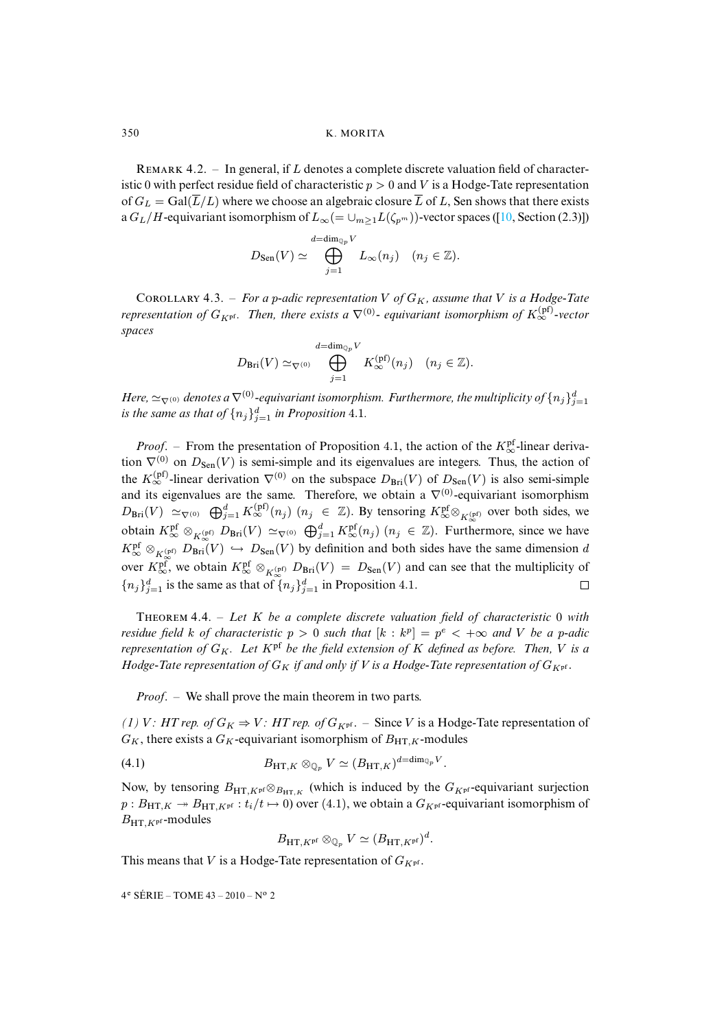REMARK 4.2. – In general, if $L$ denotes a complete discrete valuation field of characteristic 0 with perfect residue field of characteristic $p > 0$ and $V$ is a Hodge-Tate representation of $G_L = \mathrm{Gal}(\overline{L}/L)$ where we choose an algebraic closure $\overline{L}$ of $L$, Sen shows that there exists a $G_L/H$-equivariant isomorphism of $L_\infty (= \cup_{m\geq 1} L(\zeta_{p^m}))$-vector spaces ([10, Section (2.3)])

$$D_{\mathrm{Sen}}(V) \simeq \bigoplus_{j=1}^{d=\dim_{\mathbb{Q}_p} V} L_\infty(n_j) \quad (n_j \in \mathbb{Z}).$$

COROLLARY 4.3. – *For a p-adic representation $V$ of $G_K$, assume that $V$ is a Hodge-Tate representation of $G_{K^{\mathrm{pf}}}$. Then, there exists a $\nabla^{(0)}$- equivariant isomorphism of $K_\infty^{(\mathrm{pf})}$-vector spaces*

$$D_{\mathrm{Bri}}(V) \simeq_{\nabla^{(0)}} \bigoplus_{j=1}^{d=\dim_{\mathbb{Q}_p} V} K_\infty^{(\mathrm{pf})}(n_j) \quad (n_j \in \mathbb{Z}).$$

*Here, $\simeq_{\nabla^{(0)}}$ denotes a $\nabla^{(0)}$-equivariant isomorphism. Furthermore, the multiplicity of $\{n_j\}_{j=1}^d$ is the same as that of $\{n_j\}_{j=1}^d$ in Proposition 4.1.*

*Proof*. – From the presentation of Proposition 4.1, the action of the $K_\infty^{\mathrm{pf}}$-linear derivation $\nabla^{(0)}$ on $D_{\mathrm{Sen}}(V)$ is semi-simple and its eigenvalues are integers. Thus, the action of the $K_\infty^{(\mathrm{pf})}$-linear derivation $\nabla^{(0)}$ on the subspace $D_{\mathrm{Bri}}(V)$ of $D_{\mathrm{Sen}}(V)$ is also semi-simple and its eigenvalues are the same. Therefore, we obtain a $\nabla^{(0)}$-equivariant isomorphism $D_{\mathrm{Bri}}(V) \simeq_{\nabla^{(0)}} \bigoplus_{j=1}^d K_\infty^{(\mathrm{pf})}(n_j)$ $(n_j \in \mathbb{Z})$. By tensoring $K_\infty^{\mathrm{pf}} \otimes_{K_\infty^{(\mathrm{pf})}}$ over both sides, we obtain $K_\infty^{\mathrm{pf}} \otimes_{K_\infty^{(\mathrm{pf})}} D_{\mathrm{Bri}}(V) \simeq_{\nabla^{(0)}} \bigoplus_{j=1}^d K_\infty^{\mathrm{pf}}(n_j)$ $(n_j \in \mathbb{Z})$. Furthermore, since we have $K_\infty^{\mathrm{pf}} \otimes_{K_\infty^{(\mathrm{pf})}} D_{\mathrm{Bri}}(V) \hookrightarrow D_{\mathrm{Sen}}(V)$ by definition and both sides have the same dimension $d$ over $K_\infty^{\mathrm{pf}}$, we obtain $K_\infty^{\mathrm{pf}} \otimes_{K_\infty^{(\mathrm{pf})}} D_{\mathrm{Bri}}(V) = D_{\mathrm{Sen}}(V)$ and can see that the multiplicity of $\{n_j\}_{j=1}^d$ is the same as that of $\{n_j\}_{j=1}^d$ in Proposition 4.1. □

THEOREM 4.4. – *Let $K$ be a complete discrete valuation field of characteristic 0 with residue field $k$ of characteristic $p > 0$ such that $[k : k^p] = p^e < +\infty$ and $V$ be a p-adic representation of $G_K$. Let $K^{\mathrm{pf}}$ be the field extension of $K$ defined as before. Then, $V$ is a Hodge-Tate representation of $G_K$ if and only if $V$ is a Hodge-Tate representation of $G_{K^{\mathrm{pf}}}$.*

*Proof*. – We shall prove the main theorem in two parts.

*(1) $V$: HT rep. of $G_K \Rightarrow V$: HT rep. of $G_{K^{\mathrm{pf}}}$.* – Since $V$ is a Hodge-Tate representation of $G_K$, there exists a $G_K$-equivariant isomorphism of $B_{\mathrm{HT},K}$-modules

$$B_{\mathrm{HT},K} \otimes_{\mathbb{Q}_p} V \simeq (B_{\mathrm{HT},K})^{d=\dim_{\mathbb{Q}_p} V}. \tag{4.1}$$

Now, by tensoring $B_{\mathrm{HT},K^{\mathrm{pf}}} \otimes_{B_{\mathrm{HT},K}}$ (which is induced by the $G_{K^{\mathrm{pf}}}$-equivariant surjection $p : B_{\mathrm{HT},K} \twoheadrightarrow B_{\mathrm{HT},K^{\mathrm{pf}}} : t_i/t \mapsto 0$) over (4.1), we obtain a $G_{K^{\mathrm{pf}}}$-equivariant isomorphism of $B_{\mathrm{HT},K^{\mathrm{pf}}}$-modules

$$B_{\mathrm{HT},K^{\mathrm{pf}}} \otimes_{\mathbb{Q}_p} V \simeq (B_{\mathrm{HT},K^{\mathrm{pf}}})^d.$$

This means that $V$ is a Hodge-Tate representation of $G_{K^{\mathrm{pf}}}$.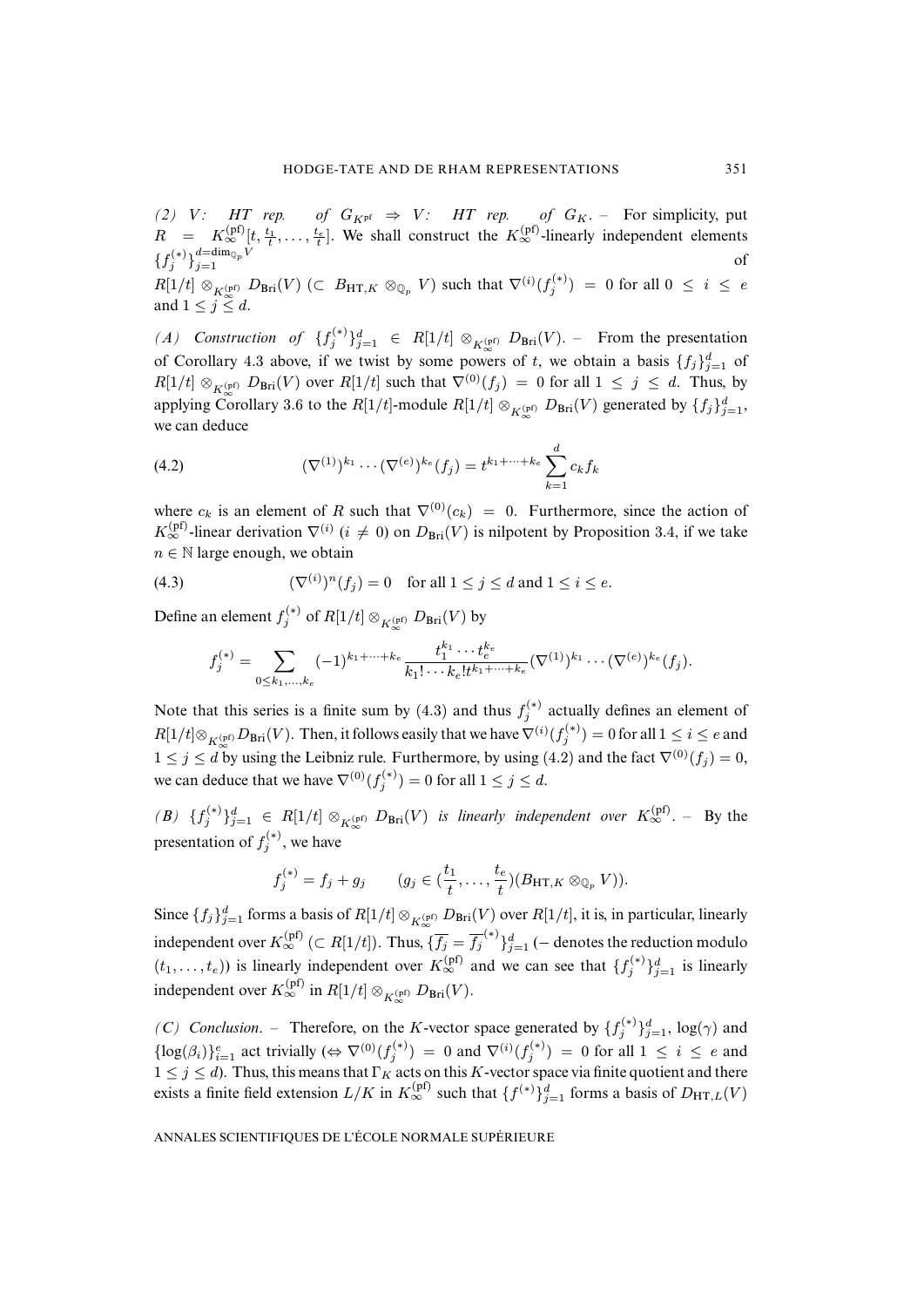*(2) $V$: HT rep. of $G_{K^{\mathrm{pf}}} \Rightarrow V$: HT rep. of $G_K$.* – For simplicity, put $R = K_\infty^{(\mathrm{pf})}[t, \frac{t_1}{t}, \ldots, \frac{t_e}{t}]$. We shall construct the $K_\infty^{(\mathrm{pf})}$-linearly independent elements $\{f_j^{(*)}\}_{j=1}^{d=\dim_{\mathbb{Q}_p} V}$ of $R[1/t] \otimes_{K_\infty^{(\mathrm{pf})}} D_{\mathrm{Bri}}(V)$ ($\subset B_{\mathrm{HT},K} \otimes_{\mathbb{Q}_p} V$) such that $\nabla^{(i)}(f_j^{(*)}) = 0$ for all $0 \leq i \leq e$ and $1 \leq j \leq d$.

*(A) Construction of $\{f_j^{(*)}\}_{j=1}^d \in R[1/t] \otimes_{K_\infty^{(\mathrm{pf})}} D_{\mathrm{Bri}}(V)$.* – From the presentation of Corollary 4.3 above, if we twist by some powers of $t$, we obtain a basis $\{f_j\}_{j=1}^d$ of $R[1/t] \otimes_{K_\infty^{(\mathrm{pf})}} D_{\mathrm{Bri}}(V)$ over $R[1/t]$ such that $\nabla^{(0)}(f_j) = 0$ for all $1 \leq j \leq d$. Thus, by applying Corollary 3.6 to the $R[1/t]$-module $R[1/t] \otimes_{K_\infty^{(\mathrm{pf})}} D_{\mathrm{Bri}}(V)$ generated by $\{f_j\}_{j=1}^d$, we can deduce

$$(\nabla^{(1)})^{k_1} \cdots (\nabla^{(e)})^{k_e}(f_j) = t^{k_1+\cdots+k_e} \sum_{k=1}^{d} c_k f_k \tag{4.2}$$

where $c_k$ is an element of $R$ such that $\nabla^{(0)}(c_k) = 0$. Furthermore, since the action of $K_\infty^{(\mathrm{pf})}$-linear derivation $\nabla^{(i)}$ ($i \neq 0$) on $D_{\mathrm{Bri}}(V)$ is nilpotent by Proposition 3.4, if we take $n \in \mathbb{N}$ large enough, we obtain

$$(\nabla^{(i)})^n(f_j) = 0 \quad \text{for all } 1 \leq j \leq d \text{ and } 1 \leq i \leq e. \tag{4.3}$$

Define an element $f_j^{(*)}$ of $R[1/t] \otimes_{K_\infty^{(\mathrm{pf})}} D_{\mathrm{Bri}}(V)$ by

$$f_j^{(*)} = \sum_{0 \leq k_1, \ldots, k_e} (-1)^{k_1+\cdots+k_e} \frac{t_1^{k_1} \cdots t_e^{k_e}}{k_1! \cdots k_e! t^{k_1+\cdots+k_e}} (\nabla^{(1)})^{k_1} \cdots (\nabla^{(e)})^{k_e}(f_j).$$

Note that this series is a finite sum by (4.3) and thus $f_j^{(*)}$ actually defines an element of $R[1/t] \otimes_{K_\infty^{(\mathrm{pf})}} D_{\mathrm{Bri}}(V)$. Then, it follows easily that we have $\nabla^{(i)}(f_j^{(*)}) = 0$ for all $1 \leq i \leq e$ and $1 \leq j \leq d$ by using the Leibniz rule. Furthermore, by using (4.2) and the fact $\nabla^{(0)}(f_j) = 0$, we can deduce that we have $\nabla^{(0)}(f_j^{(*)}) = 0$ for all $1 \leq j \leq d$.

*(B) $\{f_j^{(*)}\}_{j=1}^d \in R[1/t] \otimes_{K_\infty^{(\mathrm{pf})}} D_{\mathrm{Bri}}(V)$ is linearly independent over $K_\infty^{(\mathrm{pf})}$.* – By the presentation of $f_j^{(*)}$, we have

$$f_j^{(*)} = f_j + g_j \qquad (g_j \in (\frac{t_1}{t}, \ldots, \frac{t_e}{t})(B_{\mathrm{HT},K} \otimes_{\mathbb{Q}_p} V)).$$

Since $\{f_j\}_{j=1}^d$ forms a basis of $R[1/t] \otimes_{K_\infty^{(\mathrm{pf})}} D_{\mathrm{Bri}}(V)$ over $R[1/t]$, it is, in particular, linearly independent over $K_\infty^{(\mathrm{pf})}$ ($\subset R[1/t]$). Thus, $\{\overline{f_j} = \overline{f_j}^{(*)}\}_{j=1}^d$ ($-$ denotes the reduction modulo $(t_1, \ldots, t_e)$) is linearly independent over $K_\infty^{(\mathrm{pf})}$ and we can see that $\{f_j^{(*)}\}_{j=1}^d$ is linearly independent over $K_\infty^{(\mathrm{pf})}$ in $R[1/t] \otimes_{K_\infty^{(\mathrm{pf})}} D_{\mathrm{Bri}}(V)$.

*(C) Conclusion.* – Therefore, on the $K$-vector space generated by $\{f_j^{(*)}\}_{j=1}^d$, $\log(\gamma)$ and $\{\log(\beta_i)\}_{i=1}^e$ act trivially ($\Leftrightarrow \nabla^{(0)}(f_j^{(*)}) = 0$ and $\nabla^{(i)}(f_j^{(*)}) = 0$ for all $1 \leq i \leq e$ and $1 \leq j \leq d$). Thus, this means that $\Gamma_K$ acts on this $K$-vector space via finite quotient and there exists a finite field extension $L/K$ in $K_\infty^{(\mathrm{pf})}$ such that $\{f^{(*)}\}_{j=1}^d$ forms a basis of $D_{\mathrm{HT},L}(V)$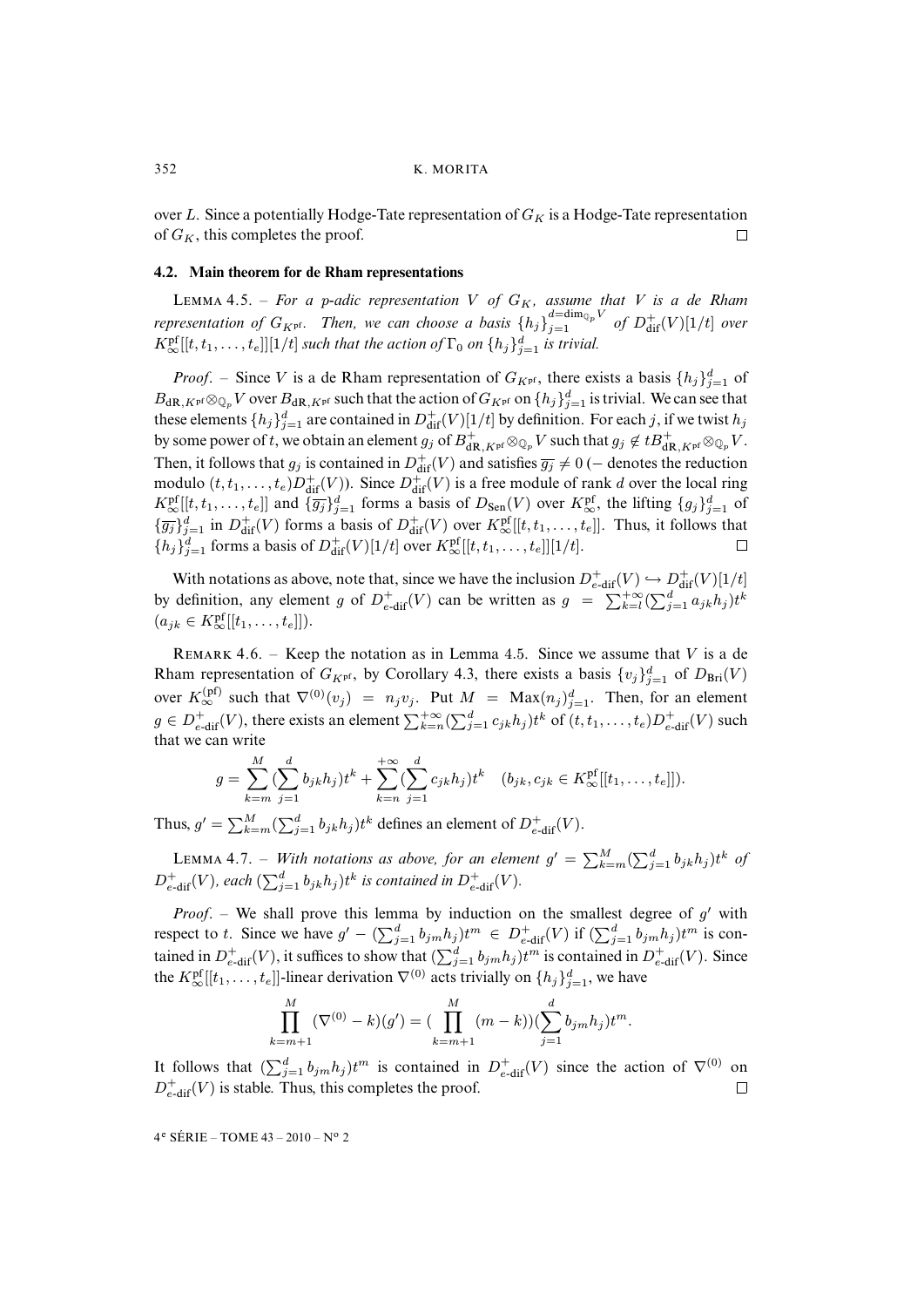over $L$. Since a potentially Hodge-Tate representation of $G_K$ is a Hodge-Tate representation of $G_K$, this completes the proof. $\square$

### 4.2. Main theorem for de Rham representations

LEMMA 4.5. – *For a $p$-adic representation $V$ of $G_K$, assume that $V$ is a de Rham representation of $G_{K^{\mathrm{pf}}}$. Then, we can choose a basis $\{h_j\}_{j=1}^{d=\dim_{\mathbb{Q}_p} V}$ of $D^+_{\mathrm{dif}}(V)[1/t]$ over $K^{\mathrm{pf}}_\infty[[t, t_1, \ldots, t_e]][1/t]$ such that the action of $\Gamma_0$ on $\{h_j\}_{j=1}^d$ is trivial.*

*Proof*. – Since $V$ is a de Rham representation of $G_{K^{\mathrm{pf}}}$, there exists a basis $\{h_j\}_{j=1}^d$ of $B_{\mathrm{dR},K^{\mathrm{pf}}} \otimes_{\mathbb{Q}_p} V$ over $B_{\mathrm{dR},K^{\mathrm{pf}}}$ such that the action of $G_{K^{\mathrm{pf}}}$ on $\{h_j\}_{j=1}^d$ is trivial. We can see that these elements $\{h_j\}_{j=1}^d$ are contained in $D^+_{\mathrm{dif}}(V)[1/t]$ by definition. For each $j$, if we twist $h_j$ by some power of $t$, we obtain an element $g_j$ of $B^+_{\mathrm{dR},K^{\mathrm{pf}}} \otimes_{\mathbb{Q}_p} V$ such that $g_j \notin tB^+_{\mathrm{dR},K^{\mathrm{pf}}} \otimes_{\mathbb{Q}_p} V$. Then, it follows that $g_j$ is contained in $D^+_{\mathrm{dif}}(V)$ and satisfies $\overline{g_j} \neq 0$ ($-$ denotes the reduction modulo $(t, t_1, \ldots, t_e)D^+_{\mathrm{dif}}(V)$). Since $D^+_{\mathrm{dif}}(V)$ is a free module of rank $d$ over the local ring $K^{\mathrm{pf}}_\infty[[t, t_1, \ldots, t_e]]$ and $\{\overline{g_j}\}_{j=1}^d$ forms a basis of $D_{\mathrm{Sen}}(V)$ over $K^{\mathrm{pf}}_\infty$, the lifting $\{g_j\}_{j=1}^d$ of $\{\overline{g_j}\}_{j=1}^d$ in $D^+_{\mathrm{dif}}(V)$ forms a basis of $D^+_{\mathrm{dif}}(V)$ over $K^{\mathrm{pf}}_\infty[[t, t_1, \ldots, t_e]]$. Thus, it follows that $\{h_j\}_{j=1}^d$ forms a basis of $D^+_{\mathrm{dif}}(V)[1/t]$ over $K^{\mathrm{pf}}_\infty[[t, t_1, \ldots, t_e]][1/t]$. $\square$

With notations as above, note that, since we have the inclusion $D^+_{e\text{-dif}}(V) \hookrightarrow D^+_{\mathrm{dif}}(V)[1/t]$ by definition, any element $g$ of $D^+_{e\text{-dif}}(V)$ can be written as $g = \sum_{k=l}^{+\infty}(\sum_{j=1}^d a_{jk}h_j)t^k$ $(a_{jk} \in K^{\mathrm{pf}}_\infty[[t_1, \ldots, t_e]])$.

REMARK 4.6. – Keep the notation as in Lemma 4.5. Since we assume that $V$ is a de Rham representation of $G_{K^{\mathrm{pf}}}$, by Corollary 4.3, there exists a basis $\{v_j\}_{j=1}^d$ of $D_{\mathrm{Bri}}(V)$ over $K^{(\mathrm{pf})}_\infty$ such that $\nabla^{(0)}(v_j) = n_j v_j$. Put $M = \mathrm{Max}(n_j)_{j=1}^d$. Then, for an element $g \in D^+_{e\text{-dif}}(V)$, there exists an element $\sum_{k=n}^{+\infty}(\sum_{j=1}^d c_{jk}h_j)t^k$ of $(t, t_1, \ldots, t_e)D^+_{e\text{-dif}}(V)$ such that we can write

$$g = \sum_{k=m}^{M}(\sum_{j=1}^{d} b_{jk}h_j)t^k + \sum_{k=n}^{+\infty}(\sum_{j=1}^{d} c_{jk}h_j)t^k \quad (b_{jk}, c_{jk} \in K^{\mathrm{pf}}_\infty[[t_1, \ldots, t_e]]).$$

Thus, $g' = \sum_{k=m}^{M}(\sum_{j=1}^d b_{jk}h_j)t^k$ defines an element of $D^+_{e\text{-dif}}(V)$.

LEMMA 4.7. – *With notations as above, for an element $g' = \sum_{k=m}^{M}(\sum_{j=1}^d b_{jk}h_j)t^k$ of $D^+_{e\text{-dif}}(V)$, each $(\sum_{j=1}^d b_{jk}h_j)t^k$ is contained in $D^+_{e\text{-dif}}(V)$.*

*Proof*. – We shall prove this lemma by induction on the smallest degree of $g'$ with respect to $t$. Since we have $g' - (\sum_{j=1}^d b_{jm}h_j)t^m \in D^+_{e\text{-dif}}(V)$ if $(\sum_{j=1}^d b_{jm}h_j)t^m$ is contained in $D^+_{e\text{-dif}}(V)$, it suffices to show that $(\sum_{j=1}^d b_{jm}h_j)t^m$ is contained in $D^+_{e\text{-dif}}(V)$. Since the $K^{\mathrm{pf}}_\infty[[t_1, \ldots, t_e]]$-linear derivation $\nabla^{(0)}$ acts trivially on $\{h_j\}_{j=1}^d$, we have

$$\prod_{k=m+1}^{M}(\nabla^{(0)} - k)(g') = (\prod_{k=m+1}^{M}(m-k))(\sum_{j=1}^{d} b_{jm}h_j)t^m.$$

It follows that $(\sum_{j=1}^d b_{jm}h_j)t^m$ is contained in $D^+_{e\text{-dif}}(V)$ since the action of $\nabla^{(0)}$ on $D^+_{e\text{-dif}}(V)$ is stable. Thus, this completes the proof. $\square$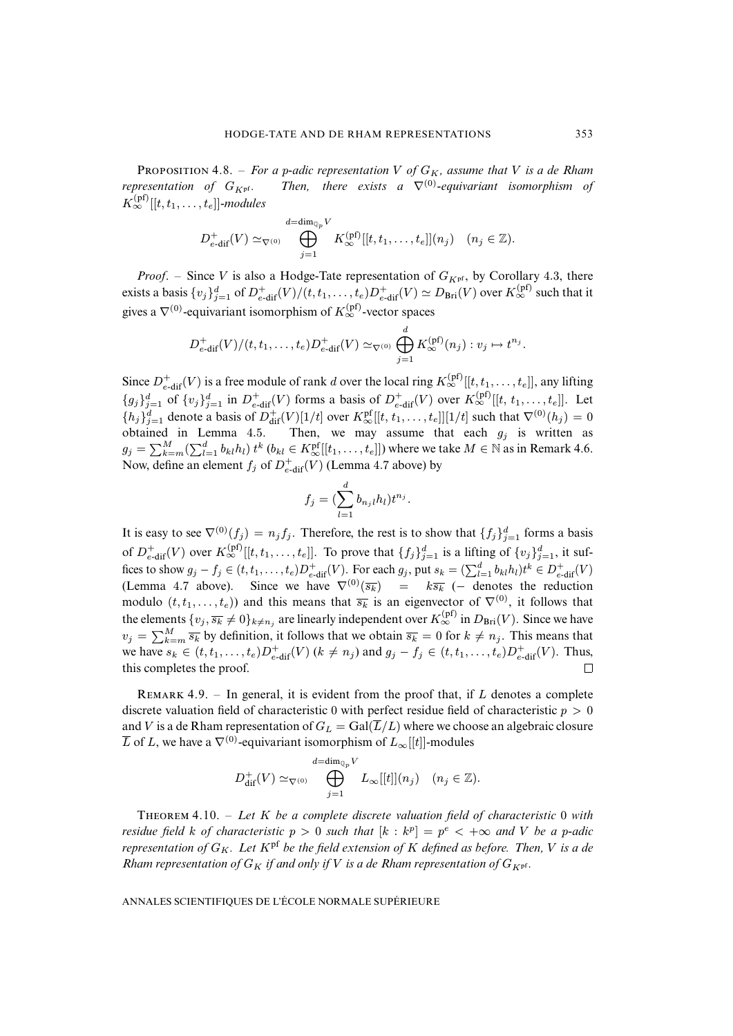**Proposition 4.8.** – *For a p-adic representation $V$ of $G_K$, assume that $V$ is a de Rham representation of $G_{K^{\mathrm{pf}}}$. Then, there exists a $\nabla^{(0)}$-equivariant isomorphism of $K_\infty^{(\mathrm{pf})}[[t, t_1, \ldots, t_e]]$-modules*

$$D^+_{e\text{-dif}}(V) \simeq_{\nabla^{(0)}} \bigoplus_{j=1}^{d=\dim_{\mathbb{Q}_p} V} K_\infty^{(\mathrm{pf})}[[t, t_1, \ldots, t_e]](n_j) \quad (n_j \in \mathbb{Z}).$$

*Proof.* – Since $V$ is also a Hodge-Tate representation of $G_{K^{\mathrm{pf}}}$, by Corollary 4.3, there exists a basis $\{v_j\}_{j=1}^d$ of $D^+_{e\text{-dif}}(V)/(t, t_1, \ldots, t_e)D^+_{e\text{-dif}}(V) \simeq D_{\mathrm{Bri}}(V)$ over $K_\infty^{(\mathrm{pf})}$ such that it gives a $\nabla^{(0)}$-equivariant isomorphism of $K_\infty^{(\mathrm{pf})}$-vector spaces

$$D^+_{e\text{-dif}}(V)/(t, t_1, \ldots, t_e)D^+_{e\text{-dif}}(V) \simeq_{\nabla^{(0)}} \bigoplus_{j=1}^{d} K_\infty^{(\mathrm{pf})}(n_j) : v_j \mapsto t^{n_j}.$$

Since $D^+_{e\text{-dif}}(V)$ is a free module of rank $d$ over the local ring $K_\infty^{(\mathrm{pf})}[[t, t_1, \ldots, t_e]]$, any lifting $\{g_j\}_{j=1}^d$ of $\{v_j\}_{j=1}^d$ in $D^+_{e\text{-dif}}(V)$ forms a basis of $D^+_{e\text{-dif}}(V)$ over $K_\infty^{(\mathrm{pf})}[[t, t_1, \ldots, t_e]]$. Let $\{h_j\}_{j=1}^d$ denote a basis of $D^+_{\mathrm{dif}}(V)[1/t]$ over $K_\infty^{\mathrm{pf}}[[t, t_1, \ldots, t_e]][1/t]$ such that $\nabla^{(0)}(h_j) = 0$ obtained in Lemma 4.5. Then, we may assume that each $g_j$ is written as $g_j = \sum_{k=m}^{M} (\sum_{l=1}^{d} b_{kl} h_l)\, t^k$ ($b_{kl} \in K_\infty^{\mathrm{pf}}[[t_1, \ldots, t_e]]$) where we take $M \in \mathbb{N}$ as in Remark 4.6. Now, define an element $f_j$ of $D^+_{e\text{-dif}}(V)$ (Lemma 4.7 above) by

$$f_j = (\sum_{l=1}^{d} b_{n_j l} h_l) t^{n_j}.$$

It is easy to see $\nabla^{(0)}(f_j) = n_j f_j$. Therefore, the rest is to show that $\{f_j\}_{j=1}^d$ forms a basis of $D^+_{e\text{-dif}}(V)$ over $K_\infty^{(\mathrm{pf})}[[t, t_1, \ldots, t_e]]$. To prove that $\{f_j\}_{j=1}^d$ is a lifting of $\{v_j\}_{j=1}^d$, it suffices to show $g_j - f_j \in (t, t_1, \ldots, t_e)D^+_{e\text{-dif}}(V)$. For each $g_j$, put $s_k = (\sum_{l=1}^{d} b_{kl} h_l) t^k \in D^+_{e\text{-dif}}(V)$ (Lemma 4.7 above). Since we have $\nabla^{(0)}(\overline{s_k}) = k\overline{s_k}$ ($-$ denotes the reduction modulo $(t, t_1, \ldots, t_e)$) and this means that $\overline{s_k}$ is an eigenvector of $\nabla^{(0)}$, it follows that the elements $\{v_j, \overline{s_k} \neq 0\}_{k \neq n_j}$ are linearly independent over $K_\infty^{(\mathrm{pf})}$ in $D_{\mathrm{Bri}}(V)$. Since we have $v_j = \sum_{k=m}^{M} \overline{s_k}$ by definition, it follows that we obtain $\overline{s_k} = 0$ for $k \neq n_j$. This means that we have $s_k \in (t, t_1, \ldots, t_e)D^+_{e\text{-dif}}(V)$ ($k \neq n_j$) and $g_j - f_j \in (t, t_1, \ldots, t_e)D^+_{e\text{-dif}}(V)$. Thus, this completes the proof. □

**Remark 4.9.** – In general, it is evident from the proof that, if $L$ denotes a complete discrete valuation field of characteristic 0 with perfect residue field of characteristic $p > 0$ and $V$ is a de Rham representation of $G_L = \mathrm{Gal}(\overline{L}/L)$ where we choose an algebraic closure $\overline{L}$ of $L$, we have a $\nabla^{(0)}$-equivariant isomorphism of $L_\infty[[t]]$-modules

$$D^+_{\mathrm{dif}}(V) \simeq_{\nabla^{(0)}} \bigoplus_{j=1}^{d=\dim_{\mathbb{Q}_p} V} L_\infty[[t]](n_j) \quad (n_j \in \mathbb{Z}).$$

**Theorem 4.10.** – *Let $K$ be a complete discrete valuation field of characteristic 0 with residue field $k$ of characteristic $p > 0$ such that $[k : k^p] = p^e < +\infty$ and $V$ be a p-adic representation of $G_K$. Let $K^{\mathrm{pf}}$ be the field extension of $K$ defined as before. Then, $V$ is a de Rham representation of $G_K$ if and only if $V$ is a de Rham representation of $G_{K^{\mathrm{pf}}}$.*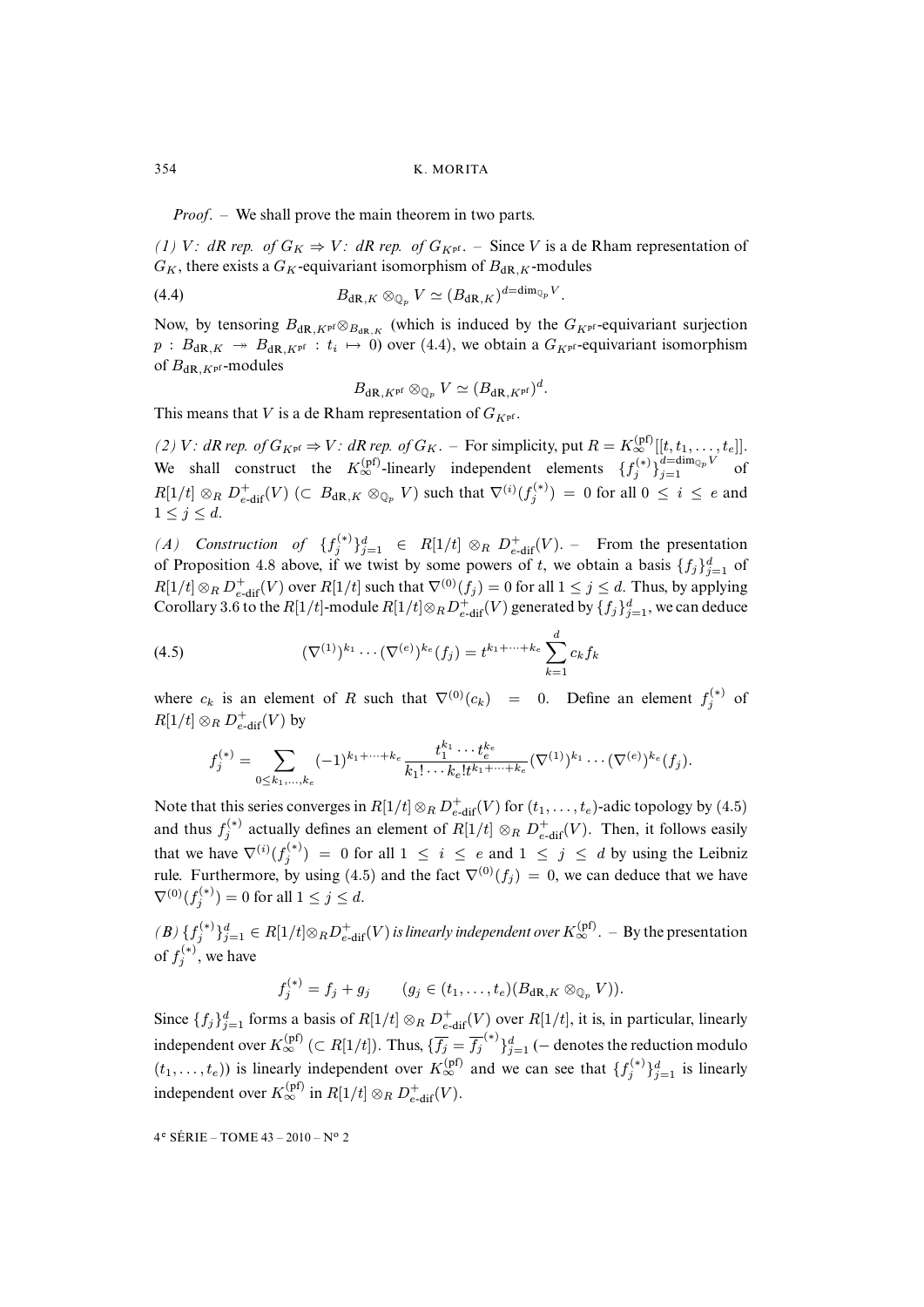*Proof*. – We shall prove the main theorem in two parts.

*(1) $V$: dR rep. of $G_K \Rightarrow V$: dR rep. of $G_{K^{\mathrm{pf}}}$.* – Since $V$ is a de Rham representation of $G_K$, there exists a $G_K$-equivariant isomorphism of $B_{\mathrm{dR},K}$-modules

$$B_{\mathrm{dR},K} \otimes_{\mathbb{Q}_p} V \simeq (B_{\mathrm{dR},K})^{d=\dim_{\mathbb{Q}_p} V}. \tag{4.4}$$

Now, by tensoring $B_{\mathrm{dR},K^{\mathrm{pf}}} \otimes_{B_{\mathrm{dR},K}}$ (which is induced by the $G_{K^{\mathrm{pf}}}$-equivariant surjection $p : B_{\mathrm{dR},K} \twoheadrightarrow B_{\mathrm{dR},K^{\mathrm{pf}}} : t_i \mapsto 0$) over (4.4), we obtain a $G_{K^{\mathrm{pf}}}$-equivariant isomorphism of $B_{\mathrm{dR},K^{\mathrm{pf}}}$-modules

$$B_{\mathrm{dR},K^{\mathrm{pf}}} \otimes_{\mathbb{Q}_p} V \simeq (B_{\mathrm{dR},K^{\mathrm{pf}}})^d.$$

This means that $V$ is a de Rham representation of $G_{K^{\mathrm{pf}}}$.

*(2) $V$: dR rep. of $G_{K^{\mathrm{pf}}} \Rightarrow V$: dR rep. of $G_K$.* – For simplicity, put $R = K_\infty^{(\mathrm{pf})}[[t, t_1, \ldots, t_e]]$. We shall construct the $K_\infty^{(\mathrm{pf})}$-linearly independent elements $\{f_j^{(*)}\}_{j=1}^{d=\dim_{\mathbb{Q}_p} V}$ of $R[1/t] \otimes_R D^+_{e\text{-dif}}(V)$ $(\subset B_{\mathrm{dR},K} \otimes_{\mathbb{Q}_p} V)$ such that $\nabla^{(i)}(f_j^{(*)}) = 0$ for all $0 \leq i \leq e$ and $1 \leq j \leq d$.

*(A) Construction of $\{f_j^{(*)}\}_{j=1}^d \in R[1/t] \otimes_R D^+_{e\text{-dif}}(V)$.* – From the presentation of Proposition 4.8 above, if we twist by some powers of $t$, we obtain a basis $\{f_j\}_{j=1}^d$ of $R[1/t] \otimes_R D^+_{e\text{-dif}}(V)$ over $R[1/t]$ such that $\nabla^{(0)}(f_j) = 0$ for all $1 \leq j \leq d$. Thus, by applying Corollary 3.6 to the $R[1/t]$-module $R[1/t] \otimes_R D^+_{e\text{-dif}}(V)$ generated by $\{f_j\}_{j=1}^d$, we can deduce

$$(\nabla^{(1)})^{k_1} \cdots (\nabla^{(e)})^{k_e}(f_j) = t^{k_1+\cdots+k_e} \sum_{k=1}^{d} c_k f_k \tag{4.5}$$

where $c_k$ is an element of $R$ such that $\nabla^{(0)}(c_k) = 0$. Define an element $f_j^{(*)}$ of $R[1/t] \otimes_R D^+_{e\text{-dif}}(V)$ by

$$f_j^{(*)} = \sum_{0 \leq k_1, \ldots, k_e} (-1)^{k_1+\cdots+k_e} \frac{t_1^{k_1} \cdots t_e^{k_e}}{k_1! \cdots k_e! t^{k_1+\cdots+k_e}} (\nabla^{(1)})^{k_1} \cdots (\nabla^{(e)})^{k_e}(f_j).$$

Note that this series converges in $R[1/t] \otimes_R D^+_{e\text{-dif}}(V)$ for $(t_1, \ldots, t_e)$-adic topology by (4.5) and thus $f_j^{(*)}$ actually defines an element of $R[1/t] \otimes_R D^+_{e\text{-dif}}(V)$. Then, it follows easily that we have $\nabla^{(i)}(f_j^{(*)}) = 0$ for all $1 \leq i \leq e$ and $1 \leq j \leq d$ by using the Leibniz rule. Furthermore, by using (4.5) and the fact $\nabla^{(0)}(f_j) = 0$, we can deduce that we have $\nabla^{(0)}(f_j^{(*)}) = 0$ for all $1 \leq j \leq d$.

*(B) $\{f_j^{(*)}\}_{j=1}^d \in R[1/t] \otimes_R D^+_{e\text{-dif}}(V)$ is linearly independent over $K_\infty^{(\mathrm{pf})}$.* – By the presentation of $f_j^{(*)}$, we have

$$f_j^{(*)} = f_j + g_j \qquad (g_j \in (t_1, \ldots, t_e)(B_{\mathrm{dR},K} \otimes_{\mathbb{Q}_p} V)).$$

Since $\{f_j\}_{j=1}^d$ forms a basis of $R[1/t] \otimes_R D^+_{e\text{-dif}}(V)$ over $R[1/t]$, it is, in particular, linearly independent over $K_\infty^{(\mathrm{pf})}$ $(\subset R[1/t])$. Thus, $\{\overline{f_j} = \overline{f_j}^{(*)}\}_{j=1}^d$ ($-$ denotes the reduction modulo $(t_1, \ldots, t_e)$) is linearly independent over $K_\infty^{(\mathrm{pf})}$ and we can see that $\{f_j^{(*)}\}_{j=1}^d$ is linearly independent over $K_\infty^{(\mathrm{pf})}$ in $R[1/t] \otimes_R D^+_{e\text{-dif}}(V)$.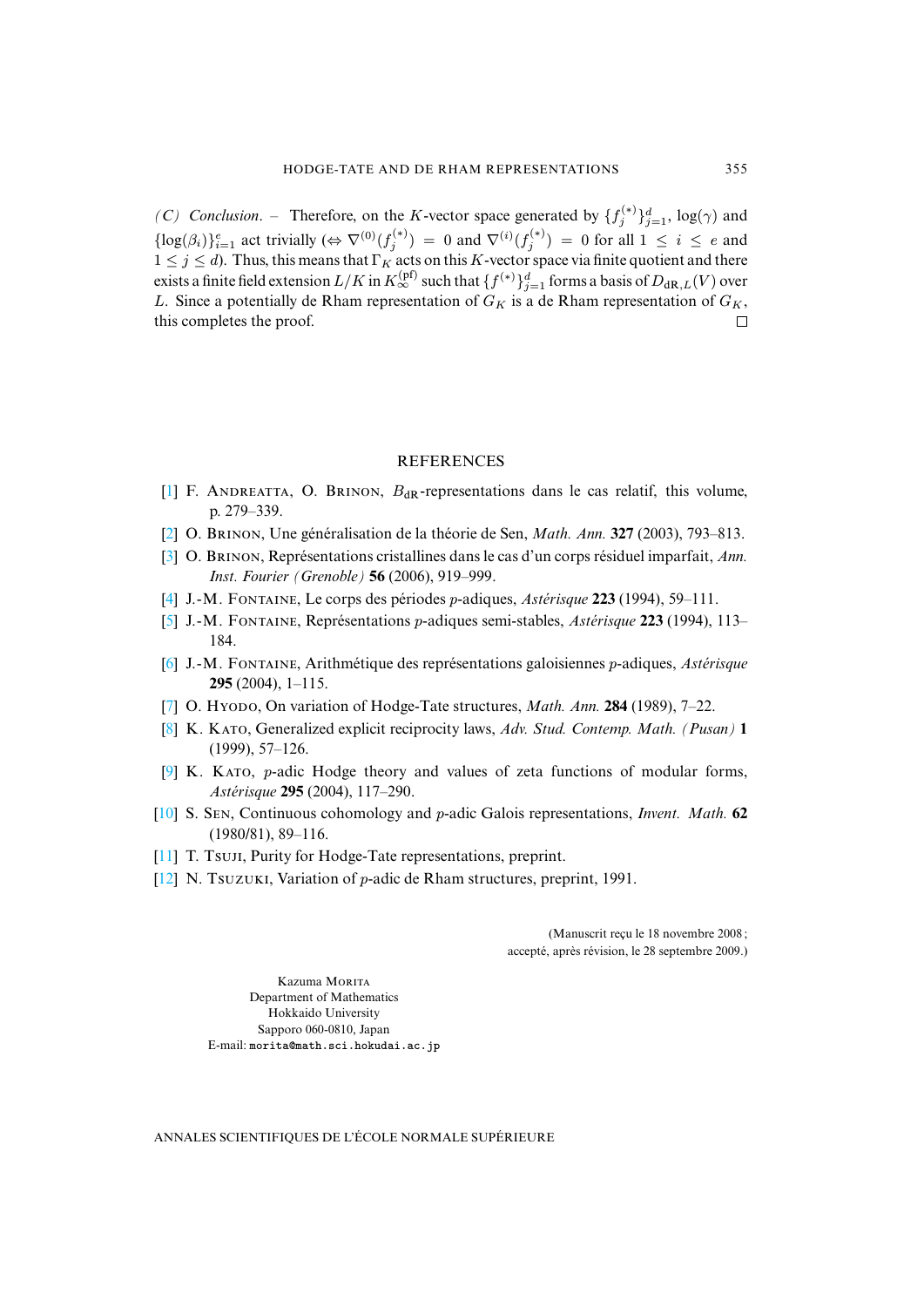*(C) Conclusion*. – Therefore, on the $K$-vector space generated by $\{f_j^{(*)}\}_{j=1}^d$, $\log(\gamma)$ and $\{\log(\beta_i)\}_{i=1}^e$ act trivially ($\Leftrightarrow \nabla^{(0)}(f_j^{(*)}) = 0$ and $\nabla^{(i)}(f_j^{(*)}) = 0$ for all $1 \leq i \leq e$ and $1 \leq j \leq d$). Thus, this means that $\Gamma_K$ acts on this $K$-vector space via finite quotient and there exists a finite field extension $L/K$ in $K_\infty^{(\mathrm{pf})}$ such that $\{f^{(*)}\}_{j=1}^d$ forms a basis of $D_{\mathrm{dR},L}(V)$ over $L$. Since a potentially de Rham representation of $G_K$ is a de Rham representation of $G_K$, this completes the proof. □

## REFERENCES

[1] F. Andreatta, O. Brinon, $B_{\mathrm{dR}}$-representations dans le cas relatif, this volume, p. 279–339.

[2] O. Brinon, Une généralisation de la théorie de Sen, *Math. Ann.* **327** (2003), 793–813.

[3] O. Brinon, Représentations cristallines dans le cas d'un corps résiduel imparfait, *Ann. Inst. Fourier (Grenoble)* **56** (2006), 919–999.

[4] J.-M. Fontaine, Le corps des périodes $p$-adiques, *Astérisque* **223** (1994), 59–111.

[5] J.-M. Fontaine, Représentations $p$-adiques semi-stables, *Astérisque* **223** (1994), 113–184.

[6] J.-M. Fontaine, Arithmétique des représentations galoisiennes $p$-adiques, *Astérisque* **295** (2004), 1–115.

[7] O. Hyodo, On variation of Hodge-Tate structures, *Math. Ann.* **284** (1989), 7–22.

[8] K. Kato, Generalized explicit reciprocity laws, *Adv. Stud. Contemp. Math. (Pusan)* **1** (1999), 57–126.

[9] K. Kato, $p$-adic Hodge theory and values of zeta functions of modular forms, *Astérisque* **295** (2004), 117–290.

[10] S. Sen, Continuous cohomology and $p$-adic Galois representations, *Invent. Math.* **62** (1980/81), 89–116.

[11] T. Tsuji, Purity for Hodge-Tate representations, preprint.

[12] N. Tsuzuki, Variation of $p$-adic de Rham structures, preprint, 1991.

(Manuscrit reçu le 18 novembre 2008 ;
accepté, après révision, le 28 septembre 2009.)

Kazuma Morita
Department of Mathematics
Hokkaido University
Sapporo 060-0810, Japan
E-mail: `morita@math.sci.hokudai.ac.jp`